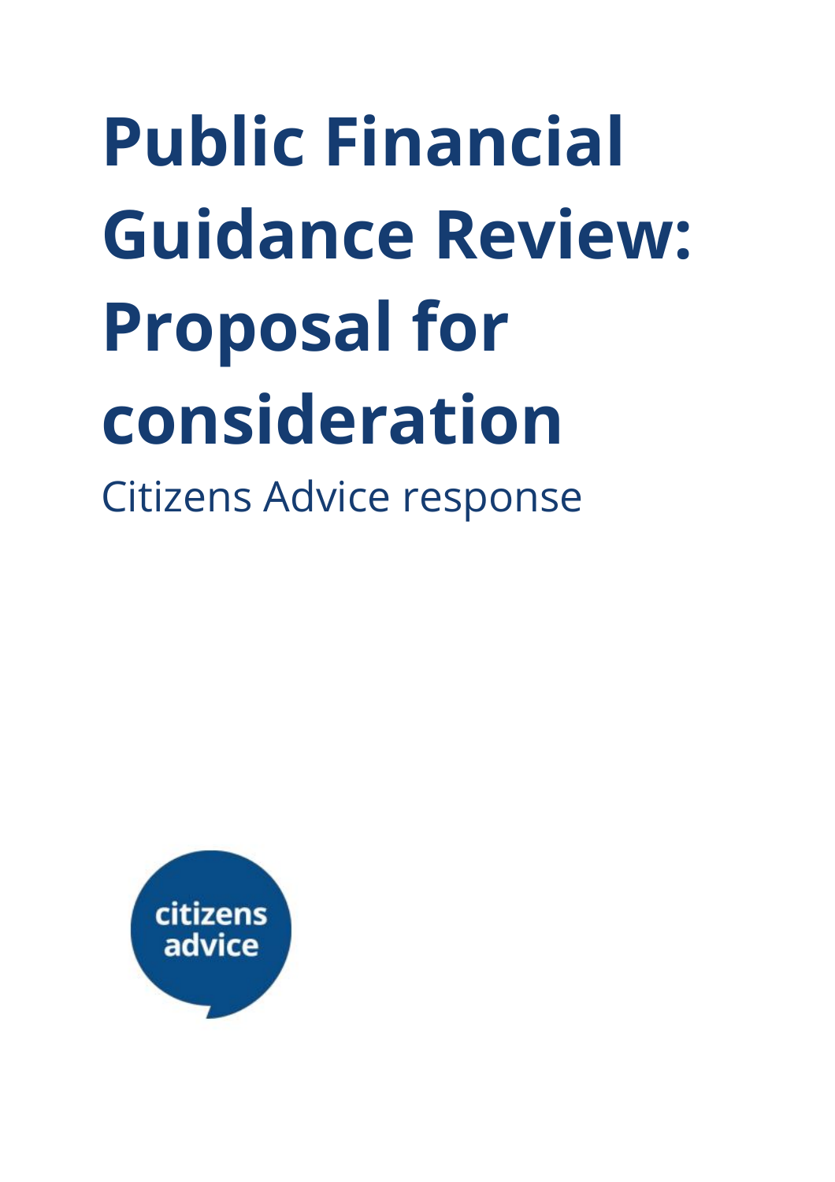# Public Financial Guidance Review: Proposal for consideration

Citizens Advice response

citizens advice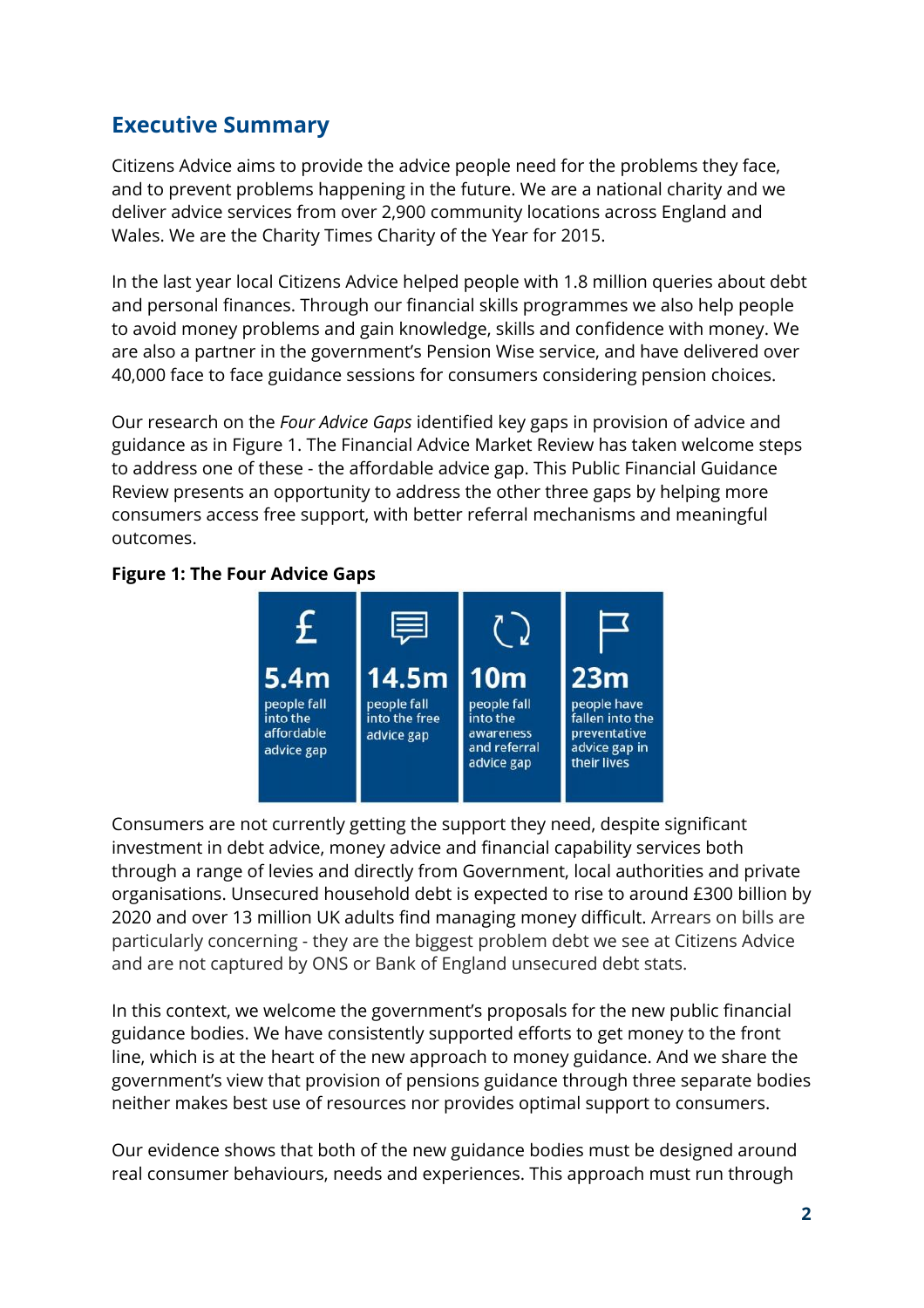## Executive Summary

Citizens Advice aims to provide the advice people need for the problems they face, and to prevent problems happening in the future. We are a national charity and we deliver advice services from over 2,900 community locations across England and Wales. We are the Charity Times Charity of the Year for 2015.

In the last year local Citizens Advice helped people with 1.8 million queries about debt and personal finances. Through our financial skills programmes we also help people to avoid money problems and gain knowledge, skills and confidence with money. We are also a partner in the government's Pension Wise service, and have delivered over 40,000 face to face guidance sessions for consumers considering pension choices.

Our research on the *Four Advice Gaps* identified key gaps in provision of advice and guidance as in Figure 1. The Financial Advice Market Review has taken welcome steps to address one of these - the affordable advice gap. This Public Financial Guidance Review presents an opportunity to address the other three gaps by helping more consumers access free support, with better referral mechanisms and meaningful outcomes.

**Figure 1: The Four Advice Gaps**

| £ | | | |
|---|---|---|---|
| **5.4m** people fall into the affordable advice gap | **14.5m** people fall into the free advice gap | **10m** people fall into the awareness and referral advice gap | **23m** people have fallen into the preventative advice gap in their lives |

Consumers are not currently getting the support they need, despite significant investment in debt advice, money advice and financial capability services both through a range of levies and directly from Government, local authorities and private organisations. Unsecured household debt is expected to rise to around £300 billion by 2020 and over 13 million UK adults find managing money difficult. Arrears on bills are particularly concerning - they are the biggest problem debt we see at Citizens Advice and are not captured by ONS or Bank of England unsecured debt stats.

In this context, we welcome the government's proposals for the new public financial guidance bodies. We have consistently supported efforts to get money to the front line, which is at the heart of the new approach to money guidance. And we share the government's view that provision of pensions guidance through three separate bodies neither makes best use of resources nor provides optimal support to consumers.

Our evidence shows that both of the new guidance bodies must be designed around real consumer behaviours, needs and experiences. This approach must run through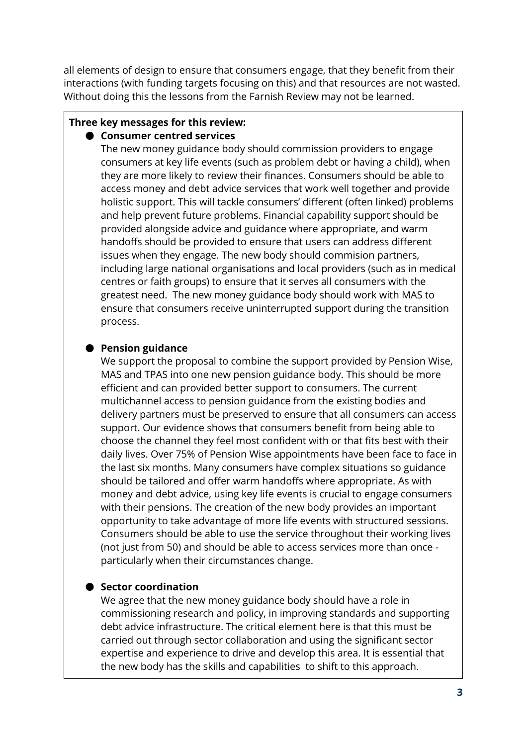all elements of design to ensure that consumers engage, that they benefit from their interactions (with funding targets focusing on this) and that resources are not wasted. Without doing this the lessons from the Farnish Review may not be learned.

**Three key messages for this review:**

- **Consumer centred services**
  The new money guidance body should commission providers to engage consumers at key life events (such as problem debt or having a child), when they are more likely to review their finances. Consumers should be able to access money and debt advice services that work well together and provide holistic support. This will tackle consumers' different (often linked) problems and help prevent future problems. Financial capability support should be provided alongside advice and guidance where appropriate, and warm handoffs should be provided to ensure that users can address different issues when they engage. The new body should commision partners, including large national organisations and local providers (such as in medical centres or faith groups) to ensure that it serves all consumers with the greatest need. The new money guidance body should work with MAS to ensure that consumers receive uninterrupted support during the transition process.

- **Pension guidance**
  We support the proposal to combine the support provided by Pension Wise, MAS and TPAS into one new pension guidance body. This should be more efficient and can provided better support to consumers. The current multichannel access to pension guidance from the existing bodies and delivery partners must be preserved to ensure that all consumers can access support. Our evidence shows that consumers benefit from being able to choose the channel they feel most confident with or that fits best with their daily lives. Over 75% of Pension Wise appointments have been face to face in the last six months. Many consumers have complex situations so guidance should be tailored and offer warm handoffs where appropriate. As with money and debt advice, using key life events is crucial to engage consumers with their pensions. The creation of the new body provides an important opportunity to take advantage of more life events with structured sessions. Consumers should be able to use the service throughout their working lives (not just from 50) and should be able to access services more than once - particularly when their circumstances change.

- **Sector coordination**
  We agree that the new money guidance body should have a role in commissioning research and policy, in improving standards and supporting debt advice infrastructure. The critical element here is that this must be carried out through sector collaboration and using the significant sector expertise and experience to drive and develop this area. It is essential that the new body has the skills and capabilities to shift to this approach.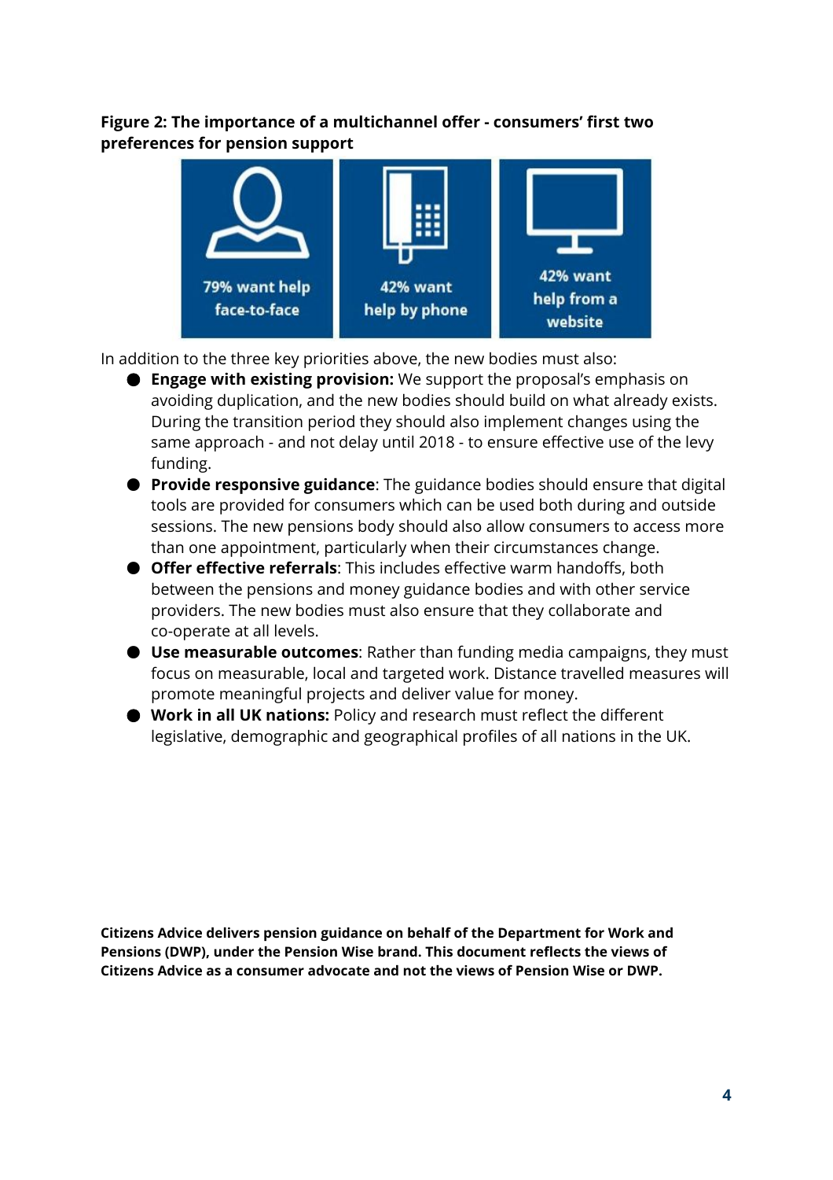**Figure 2: The importance of a multichannel offer - consumers' first two preferences for pension support**

79% want help face-to-face

42% want help by phone

42% want help from a website

In addition to the three key priorities above, the new bodies must also:

- **Engage with existing provision:** We support the proposal's emphasis on avoiding duplication, and the new bodies should build on what already exists. During the transition period they should also implement changes using the same approach - and not delay until 2018 - to ensure effective use of the levy funding.
- **Provide responsive guidance**: The guidance bodies should ensure that digital tools are provided for consumers which can be used both during and outside sessions. The new pensions body should also allow consumers to access more than one appointment, particularly when their circumstances change.
- **Offer effective referrals**: This includes effective warm handoffs, both between the pensions and money guidance bodies and with other service providers. The new bodies must also ensure that they collaborate and co-operate at all levels.
- **Use measurable outcomes**: Rather than funding media campaigns, they must focus on measurable, local and targeted work. Distance travelled measures will promote meaningful projects and deliver value for money.
- **Work in all UK nations:** Policy and research must reflect the different legislative, demographic and geographical profiles of all nations in the UK.

**Citizens Advice delivers pension guidance on behalf of the Department for Work and Pensions (DWP), under the Pension Wise brand. This document reflects the views of Citizens Advice as a consumer advocate and not the views of Pension Wise or DWP.**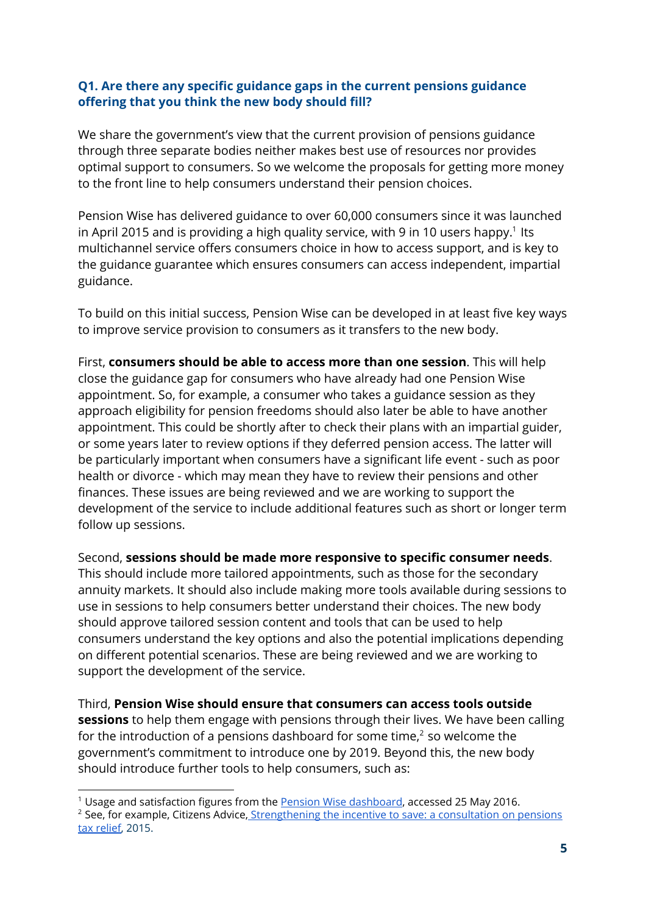### Q1. Are there any specific guidance gaps in the current pensions guidance offering that you think the new body should fill?

We share the government's view that the current provision of pensions guidance through three separate bodies neither makes best use of resources nor provides optimal support to consumers. So we welcome the proposals for getting more money to the front line to help consumers understand their pension choices.

Pension Wise has delivered guidance to over 60,000 consumers since it was launched in April 2015 and is providing a high quality service, with 9 in 10 users happy.[1] Its multichannel service offers consumers choice in how to access support, and is key to the guidance guarantee which ensures consumers can access independent, impartial guidance.

To build on this initial success, Pension Wise can be developed in at least five key ways to improve service provision to consumers as it transfers to the new body.

First, **consumers should be able to access more than one session**. This will help close the guidance gap for consumers who have already had one Pension Wise appointment. So, for example, a consumer who takes a guidance session as they approach eligibility for pension freedoms should also later be able to have another appointment. This could be shortly after to check their plans with an impartial guider, or some years later to review options if they deferred pension access. The latter will be particularly important when consumers have a significant life event - such as poor health or divorce - which may mean they have to review their pensions and other finances. These issues are being reviewed and we are working to support the development of the service to include additional features such as short or longer term follow up sessions.

Second, **sessions should be made more responsive to specific consumer needs**. This should include more tailored appointments, such as those for the secondary annuity markets. It should also include making more tools available during sessions to use in sessions to help consumers better understand their choices. The new body should approve tailored session content and tools that can be used to help consumers understand the key options and also the potential implications depending on different potential scenarios. These are being reviewed and we are working to support the development of the service.

Third, **Pension Wise should ensure that consumers can access tools outside sessions** to help them engage with pensions through their lives. We have been calling for the introduction of a pensions dashboard for some time,[2] so welcome the government's commitment to introduce one by 2019. Beyond this, the new body should introduce further tools to help consumers, such as:

---

[1] Usage and satisfaction figures from the Pension Wise dashboard, accessed 25 May 2016.

[2] See, for example, Citizens Advice, Strengthening the incentive to save: a consultation on pensions tax relief, 2015.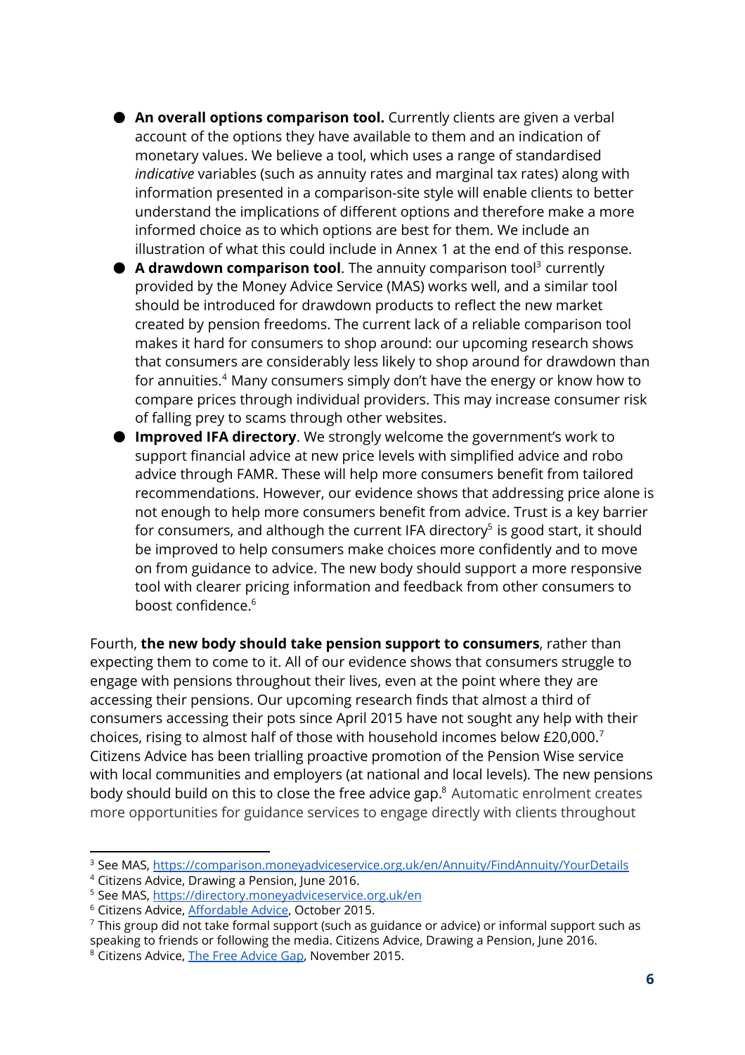- **An overall options comparison tool.** Currently clients are given a verbal account of the options they have available to them and an indication of monetary values. We believe a tool, which uses a range of standardised *indicative* variables (such as annuity rates and marginal tax rates) along with information presented in a comparison-site style will enable clients to better understand the implications of different options and therefore make a more informed choice as to which options are best for them. We include an illustration of what this could include in Annex 1 at the end of this response.
- **A drawdown comparison tool**. The annuity comparison tool[3] currently provided by the Money Advice Service (MAS) works well, and a similar tool should be introduced for drawdown products to reflect the new market created by pension freedoms. The current lack of a reliable comparison tool makes it hard for consumers to shop around: our upcoming research shows that consumers are considerably less likely to shop around for drawdown than for annuities.[4] Many consumers simply don't have the energy or know how to compare prices through individual providers. This may increase consumer risk of falling prey to scams through other websites.
- **Improved IFA directory**. We strongly welcome the government's work to support financial advice at new price levels with simplified advice and robo advice through FAMR. These will help more consumers benefit from tailored recommendations. However, our evidence shows that addressing price alone is not enough to help more consumers benefit from advice. Trust is a key barrier for consumers, and although the current IFA directory[5] is good start, it should be improved to help consumers make choices more confidently and to move on from guidance to advice. The new body should support a more responsive tool with clearer pricing information and feedback from other consumers to boost confidence.[6]

Fourth, **the new body should take pension support to consumers**, rather than expecting them to come to it. All of our evidence shows that consumers struggle to engage with pensions throughout their lives, even at the point where they are accessing their pensions. Our upcoming research finds that almost a third of consumers accessing their pots since April 2015 have not sought any help with their choices, rising to almost half of those with household incomes below £20,000.[7] Citizens Advice has been trialling proactive promotion of the Pension Wise service with local communities and employers (at national and local levels). The new pensions body should build on this to close the free advice gap.[8] Automatic enrolment creates more opportunities for guidance services to engage directly with clients throughout

[3] See MAS, https://comparison.moneyadviceservice.org.uk/en/Annuity/FindAnnuity/YourDetails

[4] Citizens Advice, Drawing a Pension, June 2016.

[5] See MAS, https://directory.moneyadviceservice.org.uk/en

[6] Citizens Advice, Affordable Advice, October 2015.

[7] This group did not take formal support (such as guidance or advice) or informal support such as speaking to friends or following the media. Citizens Advice, Drawing a Pension, June 2016.

[8] Citizens Advice, The Free Advice Gap, November 2015.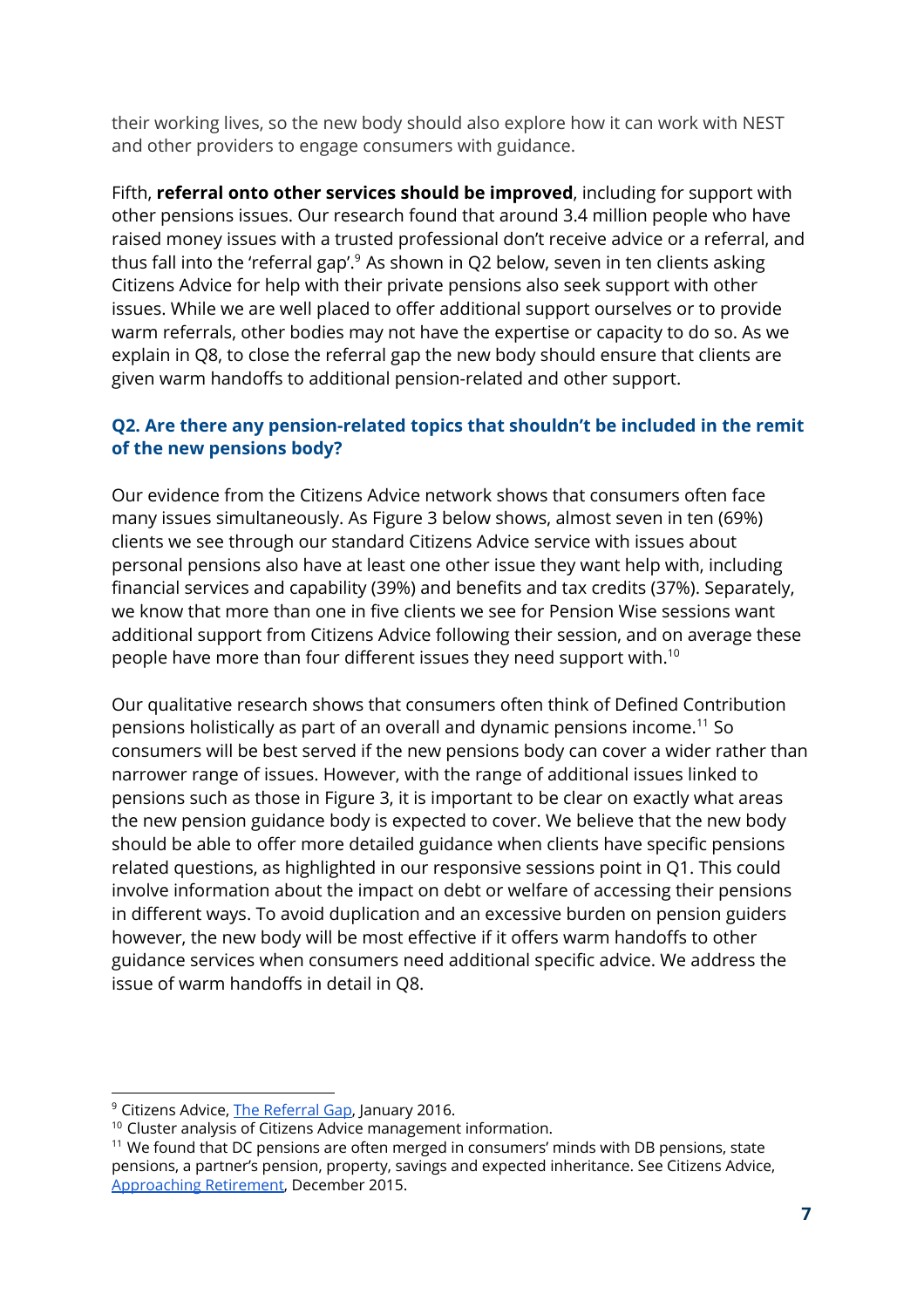their working lives, so the new body should also explore how it can work with NEST and other providers to engage consumers with guidance.

Fifth, **referral onto other services should be improved**, including for support with other pensions issues. Our research found that around 3.4 million people who have raised money issues with a trusted professional don't receive advice or a referral, and thus fall into the 'referral gap'.[9] As shown in Q2 below, seven in ten clients asking Citizens Advice for help with their private pensions also seek support with other issues. While we are well placed to offer additional support ourselves or to provide warm referrals, other bodies may not have the expertise or capacity to do so. As we explain in Q8, to close the referral gap the new body should ensure that clients are given warm handoffs to additional pension-related and other support.

### Q2. Are there any pension-related topics that shouldn't be included in the remit of the new pensions body?

Our evidence from the Citizens Advice network shows that consumers often face many issues simultaneously. As Figure 3 below shows, almost seven in ten (69%) clients we see through our standard Citizens Advice service with issues about personal pensions also have at least one other issue they want help with, including financial services and capability (39%) and benefits and tax credits (37%). Separately, we know that more than one in five clients we see for Pension Wise sessions want additional support from Citizens Advice following their session, and on average these people have more than four different issues they need support with.[10]

Our qualitative research shows that consumers often think of Defined Contribution pensions holistically as part of an overall and dynamic pensions income.[11] So consumers will be best served if the new pensions body can cover a wider rather than narrower range of issues. However, with the range of additional issues linked to pensions such as those in Figure 3, it is important to be clear on exactly what areas the new pension guidance body is expected to cover. We believe that the new body should be able to offer more detailed guidance when clients have specific pensions related questions, as highlighted in our responsive sessions point in Q1. This could involve information about the impact on debt or welfare of accessing their pensions in different ways. To avoid duplication and an excessive burden on pension guiders however, the new body will be most effective if it offers warm handoffs to other guidance services when consumers need additional specific advice. We address the issue of warm handoffs in detail in Q8.

---

[9] Citizens Advice, The Referral Gap, January 2016.

[10] Cluster analysis of Citizens Advice management information.

[11] We found that DC pensions are often merged in consumers' minds with DB pensions, state pensions, a partner's pension, property, savings and expected inheritance. See Citizens Advice, Approaching Retirement, December 2015.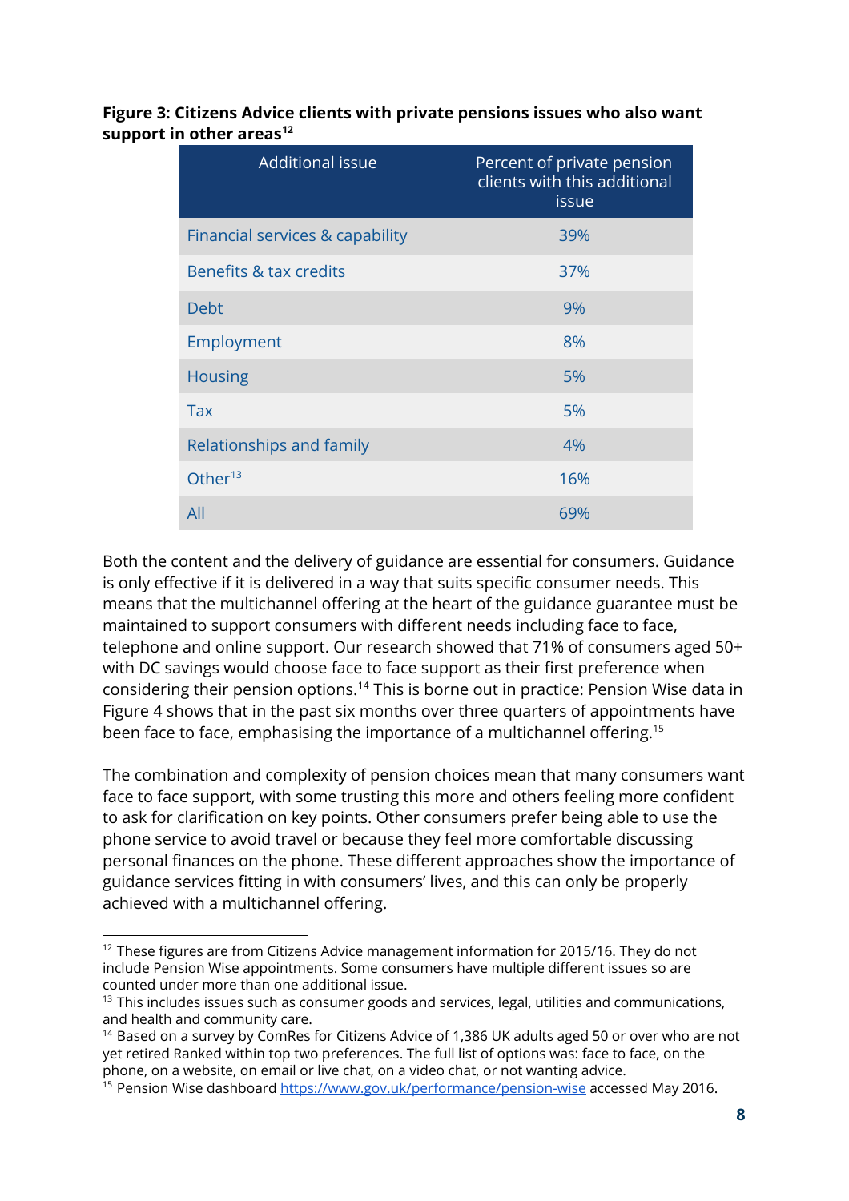**Figure 3: Citizens Advice clients with private pensions issues who also want support in other areas**[12]

| Additional issue | Percent of private pension clients with this additional issue |
|---|---|
| Financial services & capability | 39% |
| Benefits & tax credits | 37% |
| Debt | 9% |
| Employment | 8% |
| Housing | 5% |
| Tax | 5% |
| Relationships and family | 4% |
| Other[13] | 16% |
| All | 69% |

Both the content and the delivery of guidance are essential for consumers. Guidance is only effective if it is delivered in a way that suits specific consumer needs. This means that the multichannel offering at the heart of the guidance guarantee must be maintained to support consumers with different needs including face to face, telephone and online support. Our research showed that 71% of consumers aged 50+ with DC savings would choose face to face support as their first preference when considering their pension options.[14] This is borne out in practice: Pension Wise data in Figure 4 shows that in the past six months over three quarters of appointments have been face to face, emphasising the importance of a multichannel offering.[15]

The combination and complexity of pension choices mean that many consumers want face to face support, with some trusting this more and others feeling more confident to ask for clarification on key points. Other consumers prefer being able to use the phone service to avoid travel or because they feel more comfortable discussing personal finances on the phone. These different approaches show the importance of guidance services fitting in with consumers' lives, and this can only be properly achieved with a multichannel offering.

---

[12] These figures are from Citizens Advice management information for 2015/16. They do not include Pension Wise appointments. Some consumers have multiple different issues so are counted under more than one additional issue.

[13] This includes issues such as consumer goods and services, legal, utilities and communications, and health and community care.

[14] Based on a survey by ComRes for Citizens Advice of 1,386 UK adults aged 50 or over who are not yet retired Ranked within top two preferences. The full list of options was: face to face, on the phone, on a website, on email or live chat, on a video chat, or not wanting advice.

[15] Pension Wise dashboard https://www.gov.uk/performance/pension-wise accessed May 2016.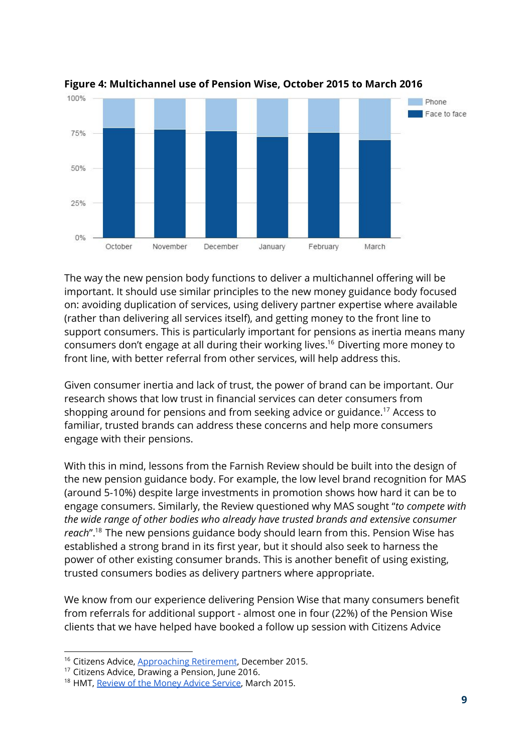**Figure 4: Multichannel use of Pension Wise, October 2015 to March 2016**

100%
75%
50%
25%
0%

October
November
December
January
February
March

Phone
Face to face

The way the new pension body functions to deliver a multichannel offering will be important. It should use similar principles to the new money guidance body focused on: avoiding duplication of services, using delivery partner expertise where available (rather than delivering all services itself), and getting money to the front line to support consumers. This is particularly important for pensions as inertia means many consumers don't engage at all during their working lives.[16] Diverting more money to front line, with better referral from other services, will help address this.

Given consumer inertia and lack of trust, the power of brand can be important. Our research shows that low trust in financial services can deter consumers from shopping around for pensions and from seeking advice or guidance.[17] Access to familiar, trusted brands can address these concerns and help more consumers engage with their pensions.

With this in mind, lessons from the Farnish Review should be built into the design of the new pension guidance body. For example, the low level brand recognition for MAS (around 5-10%) despite large investments in promotion shows how hard it can be to engage consumers. Similarly, the Review questioned why MAS sought "*to compete with the wide range of other bodies who already have trusted brands and extensive consumer reach*".[18] The new pensions guidance body should learn from this. Pension Wise has established a strong brand in its first year, but it should also seek to harness the power of other existing consumer brands. This is another benefit of using existing, trusted consumers bodies as delivery partners where appropriate.

We know from our experience delivering Pension Wise that many consumers benefit from referrals for additional support - almost one in four (22%) of the Pension Wise clients that we have helped have booked a follow up session with Citizens Advice

[16] Citizens Advice, Approaching Retirement, December 2015.
[17] Citizens Advice, Drawing a Pension, June 2016.
[18] HMT, Review of the Money Advice Service, March 2015.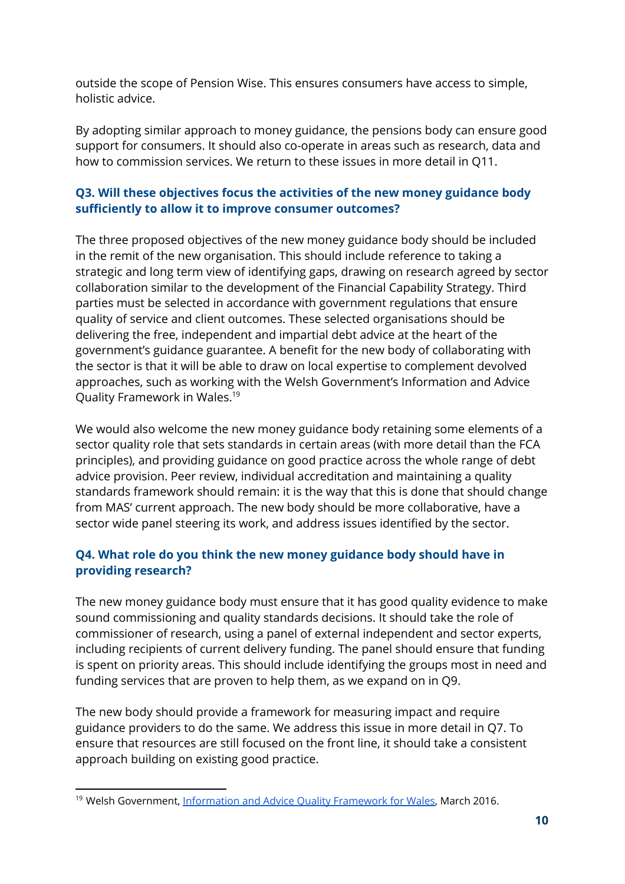outside the scope of Pension Wise. This ensures consumers have access to simple, holistic advice.

By adopting similar approach to money guidance, the pensions body can ensure good support for consumers. It should also co-operate in areas such as research, data and how to commission services. We return to these issues in more detail in Q11.

### Q3. Will these objectives focus the activities of the new money guidance body sufficiently to allow it to improve consumer outcomes?

The three proposed objectives of the new money guidance body should be included in the remit of the new organisation. This should include reference to taking a strategic and long term view of identifying gaps, drawing on research agreed by sector collaboration similar to the development of the Financial Capability Strategy. Third parties must be selected in accordance with government regulations that ensure quality of service and client outcomes. These selected organisations should be delivering the free, independent and impartial debt advice at the heart of the government's guidance guarantee. A benefit for the new body of collaborating with the sector is that it will be able to draw on local expertise to complement devolved approaches, such as working with the Welsh Government's Information and Advice Quality Framework in Wales.[19]

We would also welcome the new money guidance body retaining some elements of a sector quality role that sets standards in certain areas (with more detail than the FCA principles), and providing guidance on good practice across the whole range of debt advice provision. Peer review, individual accreditation and maintaining a quality standards framework should remain: it is the way that this is done that should change from MAS' current approach. The new body should be more collaborative, have a sector wide panel steering its work, and address issues identified by the sector.

### Q4. What role do you think the new money guidance body should have in providing research?

The new money guidance body must ensure that it has good quality evidence to make sound commissioning and quality standards decisions. It should take the role of commissioner of research, using a panel of external independent and sector experts, including recipients of current delivery funding. The panel should ensure that funding is spent on priority areas. This should include identifying the groups most in need and funding services that are proven to help them, as we expand on in Q9.

The new body should provide a framework for measuring impact and require guidance providers to do the same. We address this issue in more detail in Q7. To ensure that resources are still focused on the front line, it should take a consistent approach building on existing good practice.

---

[19] Welsh Government, Information and Advice Quality Framework for Wales, March 2016.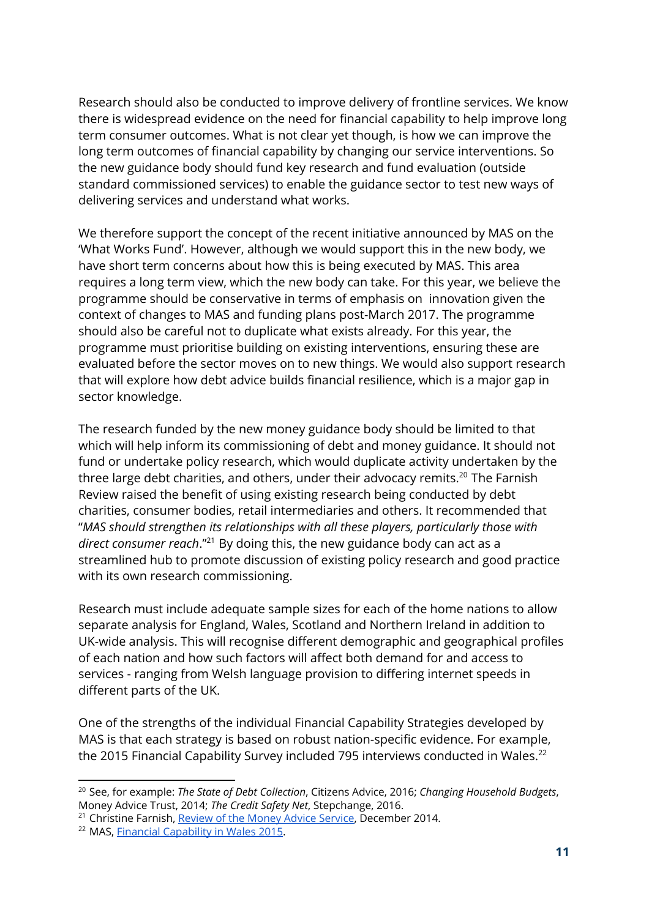Research should also be conducted to improve delivery of frontline services. We know there is widespread evidence on the need for financial capability to help improve long term consumer outcomes. What is not clear yet though, is how we can improve the long term outcomes of financial capability by changing our service interventions. So the new guidance body should fund key research and fund evaluation (outside standard commissioned services) to enable the guidance sector to test new ways of delivering services and understand what works.

We therefore support the concept of the recent initiative announced by MAS on the 'What Works Fund'. However, although we would support this in the new body, we have short term concerns about how this is being executed by MAS. This area requires a long term view, which the new body can take. For this year, we believe the programme should be conservative in terms of emphasis on innovation given the context of changes to MAS and funding plans post-March 2017. The programme should also be careful not to duplicate what exists already. For this year, the programme must prioritise building on existing interventions, ensuring these are evaluated before the sector moves on to new things. We would also support research that will explore how debt advice builds financial resilience, which is a major gap in sector knowledge.

The research funded by the new money guidance body should be limited to that which will help inform its commissioning of debt and money guidance. It should not fund or undertake policy research, which would duplicate activity undertaken by the three large debt charities, and others, under their advocacy remits.[20] The Farnish Review raised the benefit of using existing research being conducted by debt charities, consumer bodies, retail intermediaries and others. It recommended that "*MAS should strengthen its relationships with all these players, particularly those with direct consumer reach*."[21] By doing this, the new guidance body can act as a streamlined hub to promote discussion of existing policy research and good practice with its own research commissioning.

Research must include adequate sample sizes for each of the home nations to allow separate analysis for England, Wales, Scotland and Northern Ireland in addition to UK-wide analysis. This will recognise different demographic and geographical profiles of each nation and how such factors will affect both demand for and access to services - ranging from Welsh language provision to differing internet speeds in different parts of the UK.

One of the strengths of the individual Financial Capability Strategies developed by MAS is that each strategy is based on robust nation-specific evidence. For example, the 2015 Financial Capability Survey included 795 interviews conducted in Wales.[22]

---

[20] See, for example: *The State of Debt Collection*, Citizens Advice, 2016; *Changing Household Budgets*, Money Advice Trust, 2014; *The Credit Safety Net*, Stepchange, 2016.

[21] Christine Farnish, Review of the Money Advice Service, December 2014.

[22] MAS, Financial Capability in Wales 2015.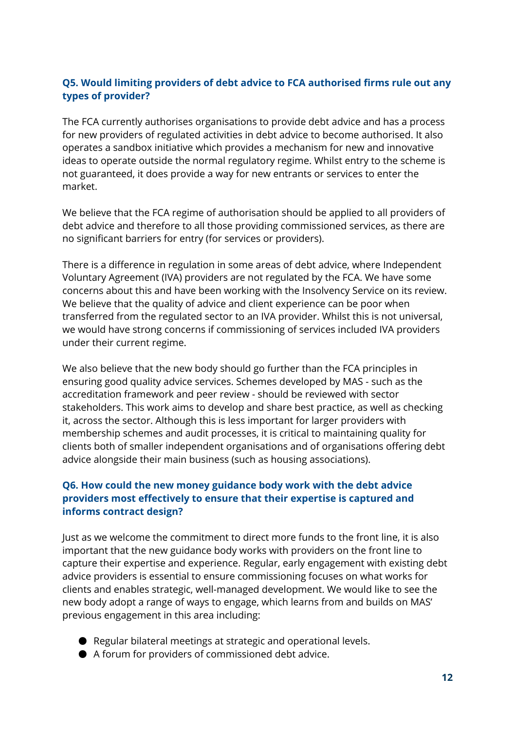### Q5. Would limiting providers of debt advice to FCA authorised firms rule out any types of provider?

The FCA currently authorises organisations to provide debt advice and has a process for new providers of regulated activities in debt advice to become authorised. It also operates a sandbox initiative which provides a mechanism for new and innovative ideas to operate outside the normal regulatory regime. Whilst entry to the scheme is not guaranteed, it does provide a way for new entrants or services to enter the market.

We believe that the FCA regime of authorisation should be applied to all providers of debt advice and therefore to all those providing commissioned services, as there are no significant barriers for entry (for services or providers).

There is a difference in regulation in some areas of debt advice, where Independent Voluntary Agreement (IVA) providers are not regulated by the FCA. We have some concerns about this and have been working with the Insolvency Service on its review. We believe that the quality of advice and client experience can be poor when transferred from the regulated sector to an IVA provider. Whilst this is not universal, we would have strong concerns if commissioning of services included IVA providers under their current regime.

We also believe that the new body should go further than the FCA principles in ensuring good quality advice services. Schemes developed by MAS - such as the accreditation framework and peer review - should be reviewed with sector stakeholders. This work aims to develop and share best practice, as well as checking it, across the sector. Although this is less important for larger providers with membership schemes and audit processes, it is critical to maintaining quality for clients both of smaller independent organisations and of organisations offering debt advice alongside their main business (such as housing associations).

### Q6. How could the new money guidance body work with the debt advice providers most effectively to ensure that their expertise is captured and informs contract design?

Just as we welcome the commitment to direct more funds to the front line, it is also important that the new guidance body works with providers on the front line to capture their expertise and experience. Regular, early engagement with existing debt advice providers is essential to ensure commissioning focuses on what works for clients and enables strategic, well-managed development. We would like to see the new body adopt a range of ways to engage, which learns from and builds on MAS' previous engagement in this area including:

- Regular bilateral meetings at strategic and operational levels.
- A forum for providers of commissioned debt advice.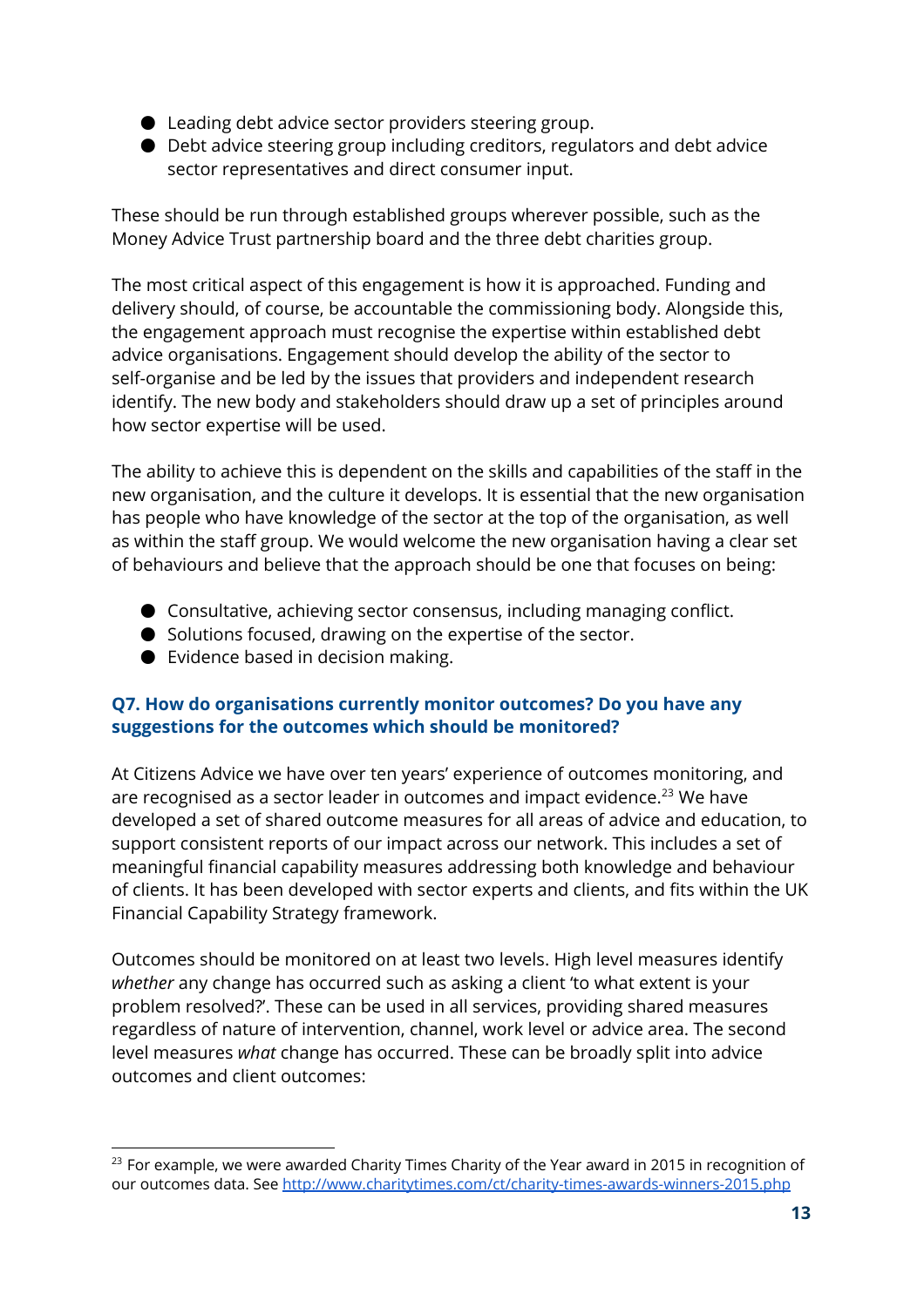- Leading debt advice sector providers steering group.
- Debt advice steering group including creditors, regulators and debt advice sector representatives and direct consumer input.

These should be run through established groups wherever possible, such as the Money Advice Trust partnership board and the three debt charities group.

The most critical aspect of this engagement is how it is approached. Funding and delivery should, of course, be accountable the commissioning body. Alongside this, the engagement approach must recognise the expertise within established debt advice organisations. Engagement should develop the ability of the sector to self-organise and be led by the issues that providers and independent research identify. The new body and stakeholders should draw up a set of principles around how sector expertise will be used.

The ability to achieve this is dependent on the skills and capabilities of the staff in the new organisation, and the culture it develops. It is essential that the new organisation has people who have knowledge of the sector at the top of the organisation, as well as within the staff group. We would welcome the new organisation having a clear set of behaviours and believe that the approach should be one that focuses on being:

- Consultative, achieving sector consensus, including managing conflict.
- Solutions focused, drawing on the expertise of the sector.
- Evidence based in decision making.

### Q7. How do organisations currently monitor outcomes? Do you have any suggestions for the outcomes which should be monitored?

At Citizens Advice we have over ten years' experience of outcomes monitoring, and are recognised as a sector leader in outcomes and impact evidence.[23] We have developed a set of shared outcome measures for all areas of advice and education, to support consistent reports of our impact across our network. This includes a set of meaningful financial capability measures addressing both knowledge and behaviour of clients. It has been developed with sector experts and clients, and fits within the UK Financial Capability Strategy framework.

Outcomes should be monitored on at least two levels. High level measures identify *whether* any change has occurred such as asking a client 'to what extent is your problem resolved?'. These can be used in all services, providing shared measures regardless of nature of intervention, channel, work level or advice area. The second level measures *what* change has occurred. These can be broadly split into advice outcomes and client outcomes:

[23] For example, we were awarded Charity Times Charity of the Year award in 2015 in recognition of our outcomes data. See http://www.charitytimes.com/ct/charity-times-awards-winners-2015.php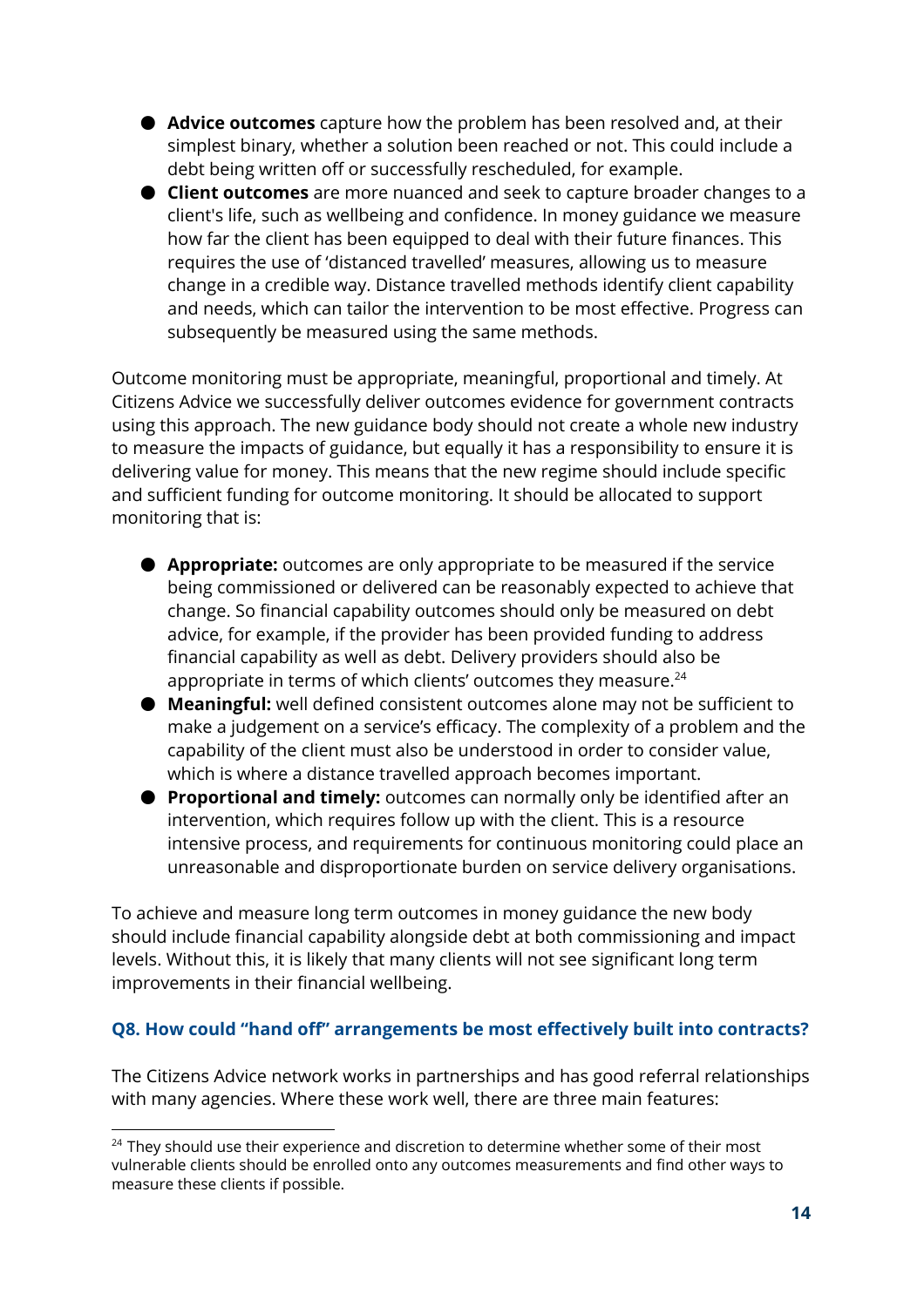- **Advice outcomes** capture how the problem has been resolved and, at their simplest binary, whether a solution been reached or not. This could include a debt being written off or successfully rescheduled, for example.
- **Client outcomes** are more nuanced and seek to capture broader changes to a client's life, such as wellbeing and confidence. In money guidance we measure how far the client has been equipped to deal with their future finances. This requires the use of 'distanced travelled' measures, allowing us to measure change in a credible way. Distance travelled methods identify client capability and needs, which can tailor the intervention to be most effective. Progress can subsequently be measured using the same methods.

Outcome monitoring must be appropriate, meaningful, proportional and timely. At Citizens Advice we successfully deliver outcomes evidence for government contracts using this approach. The new guidance body should not create a whole new industry to measure the impacts of guidance, but equally it has a responsibility to ensure it is delivering value for money. This means that the new regime should include specific and sufficient funding for outcome monitoring. It should be allocated to support monitoring that is:

- **Appropriate:** outcomes are only appropriate to be measured if the service being commissioned or delivered can be reasonably expected to achieve that change. So financial capability outcomes should only be measured on debt advice, for example, if the provider has been provided funding to address financial capability as well as debt. Delivery providers should also be appropriate in terms of which clients' outcomes they measure.[24]
- **Meaningful:** well defined consistent outcomes alone may not be sufficient to make a judgement on a service's efficacy. The complexity of a problem and the capability of the client must also be understood in order to consider value, which is where a distance travelled approach becomes important.
- **Proportional and timely:** outcomes can normally only be identified after an intervention, which requires follow up with the client. This is a resource intensive process, and requirements for continuous monitoring could place an unreasonable and disproportionate burden on service delivery organisations.

To achieve and measure long term outcomes in money guidance the new body should include financial capability alongside debt at both commissioning and impact levels. Without this, it is likely that many clients will not see significant long term improvements in their financial wellbeing.

### Q8. How could "hand off" arrangements be most effectively built into contracts?

The Citizens Advice network works in partnerships and has good referral relationships with many agencies. Where these work well, there are three main features:

[24] They should use their experience and discretion to determine whether some of their most vulnerable clients should be enrolled onto any outcomes measurements and find other ways to measure these clients if possible.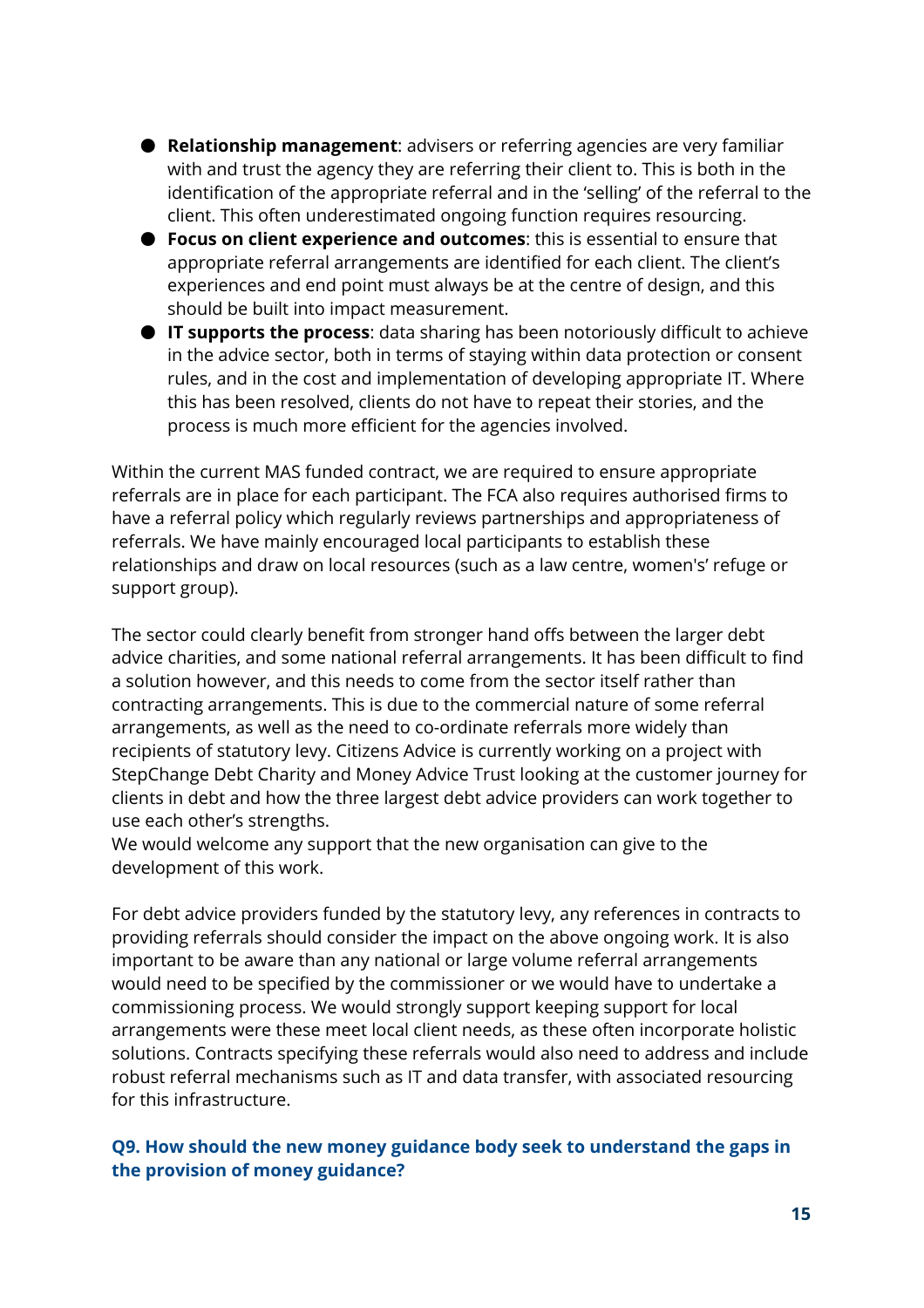- **Relationship management**: advisers or referring agencies are very familiar with and trust the agency they are referring their client to. This is both in the identification of the appropriate referral and in the 'selling' of the referral to the client. This often underestimated ongoing function requires resourcing.
- **Focus on client experience and outcomes**: this is essential to ensure that appropriate referral arrangements are identified for each client. The client's experiences and end point must always be at the centre of design, and this should be built into impact measurement.
- **IT supports the process**: data sharing has been notoriously difficult to achieve in the advice sector, both in terms of staying within data protection or consent rules, and in the cost and implementation of developing appropriate IT. Where this has been resolved, clients do not have to repeat their stories, and the process is much more efficient for the agencies involved.

Within the current MAS funded contract, we are required to ensure appropriate referrals are in place for each participant. The FCA also requires authorised firms to have a referral policy which regularly reviews partnerships and appropriateness of referrals. We have mainly encouraged local participants to establish these relationships and draw on local resources (such as a law centre, women's' refuge or support group).

The sector could clearly benefit from stronger hand offs between the larger debt advice charities, and some national referral arrangements. It has been difficult to find a solution however, and this needs to come from the sector itself rather than contracting arrangements. This is due to the commercial nature of some referral arrangements, as well as the need to co-ordinate referrals more widely than recipients of statutory levy. Citizens Advice is currently working on a project with StepChange Debt Charity and Money Advice Trust looking at the customer journey for clients in debt and how the three largest debt advice providers can work together to use each other's strengths.
We would welcome any support that the new organisation can give to the development of this work.

For debt advice providers funded by the statutory levy, any references in contracts to providing referrals should consider the impact on the above ongoing work. It is also important to be aware than any national or large volume referral arrangements would need to be specified by the commissioner or we would have to undertake a commissioning process. We would strongly support keeping support for local arrangements were these meet local client needs, as these often incorporate holistic solutions. Contracts specifying these referrals would also need to address and include robust referral mechanisms such as IT and data transfer, with associated resourcing for this infrastructure.

**Q9. How should the new money guidance body seek to understand the gaps in the provision of money guidance?**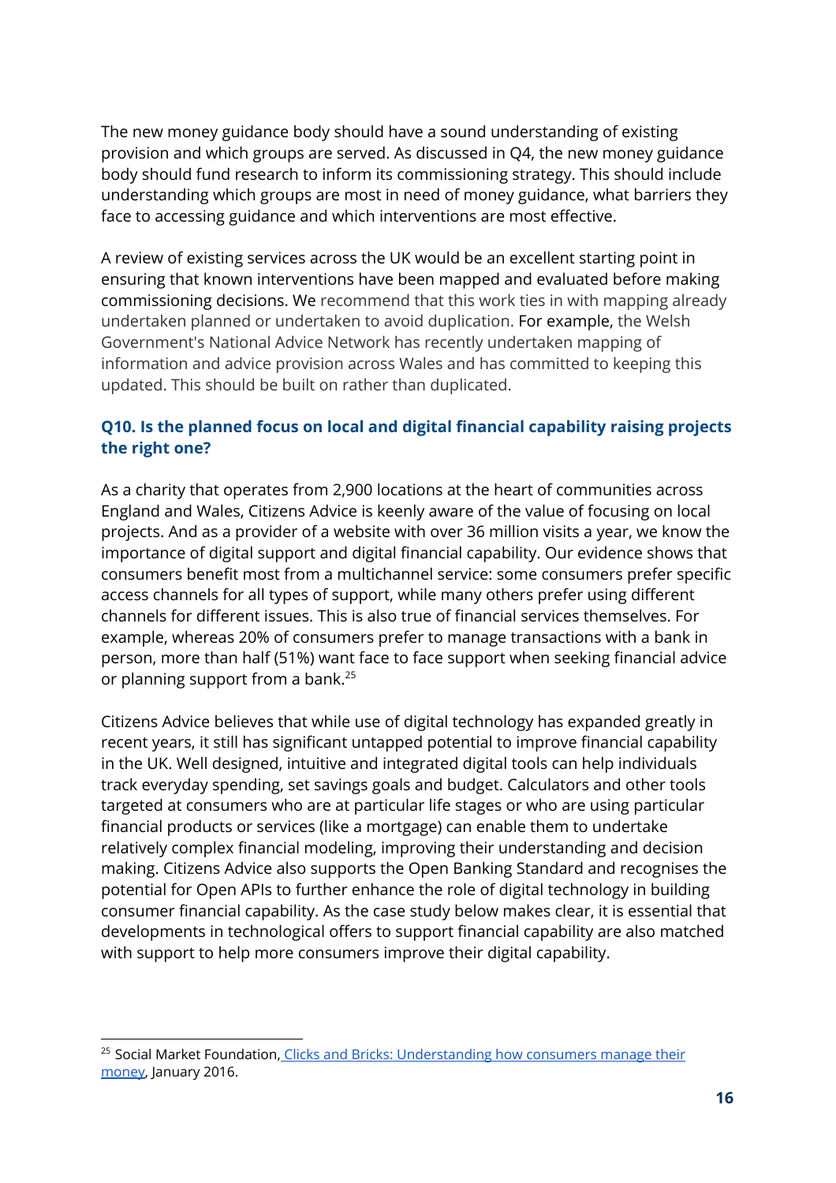The new money guidance body should have a sound understanding of existing provision and which groups are served. As discussed in Q4, the new money guidance body should fund research to inform its commissioning strategy. This should include understanding which groups are most in need of money guidance, what barriers they face to accessing guidance and which interventions are most effective.

A review of existing services across the UK would be an excellent starting point in ensuring that known interventions have been mapped and evaluated before making commissioning decisions. We recommend that this work ties in with mapping already undertaken planned or undertaken to avoid duplication. For example, the Welsh Government's National Advice Network has recently undertaken mapping of information and advice provision across Wales and has committed to keeping this updated. This should be built on rather than duplicated.

### Q10. Is the planned focus on local and digital financial capability raising projects the right one?

As a charity that operates from 2,900 locations at the heart of communities across England and Wales, Citizens Advice is keenly aware of the value of focusing on local projects. And as a provider of a website with over 36 million visits a year, we know the importance of digital support and digital financial capability. Our evidence shows that consumers benefit most from a multichannel service: some consumers prefer specific access channels for all types of support, while many others prefer using different channels for different issues. This is also true of financial services themselves. For example, whereas 20% of consumers prefer to manage transactions with a bank in person, more than half (51%) want face to face support when seeking financial advice or planning support from a bank.[25]

Citizens Advice believes that while use of digital technology has expanded greatly in recent years, it still has significant untapped potential to improve financial capability in the UK. Well designed, intuitive and integrated digital tools can help individuals track everyday spending, set savings goals and budget. Calculators and other tools targeted at consumers who are at particular life stages or who are using particular financial products or services (like a mortgage) can enable them to undertake relatively complex financial modeling, improving their understanding and decision making. Citizens Advice also supports the Open Banking Standard and recognises the potential for Open APIs to further enhance the role of digital technology in building consumer financial capability. As the case study below makes clear, it is essential that developments in technological offers to support financial capability are also matched with support to help more consumers improve their digital capability.

---

[25] Social Market Foundation, Clicks and Bricks: Understanding how consumers manage their money, January 2016.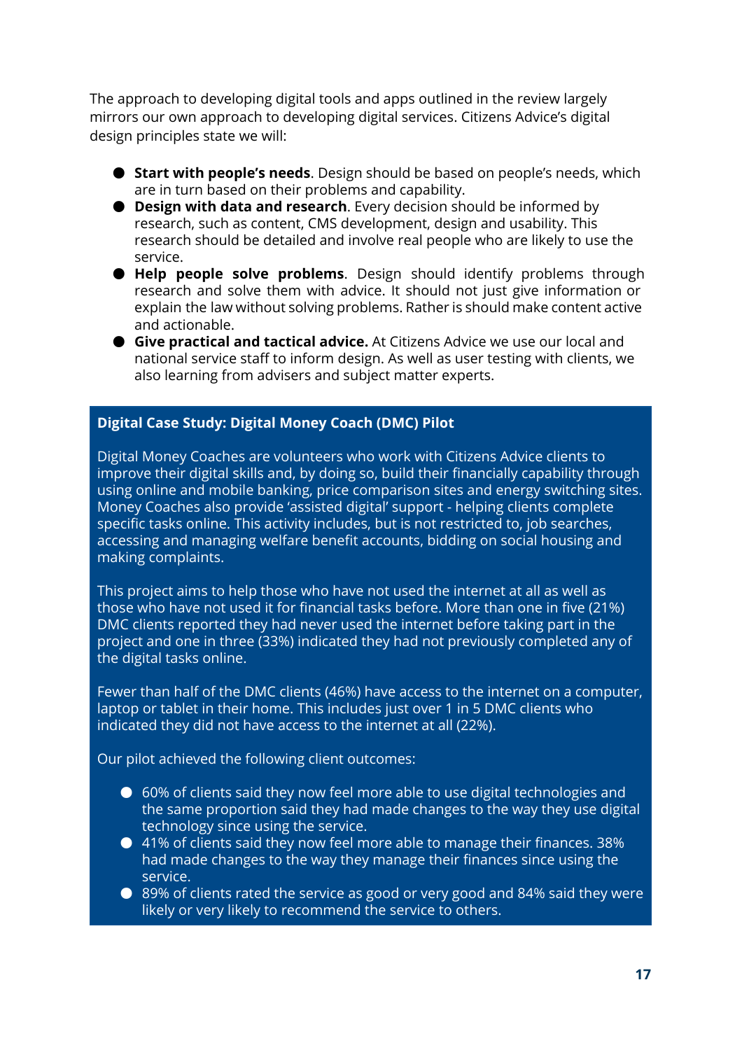The approach to developing digital tools and apps outlined in the review largely mirrors our own approach to developing digital services. Citizens Advice's digital design principles state we will:

- **Start with people's needs**. Design should be based on people's needs, which are in turn based on their problems and capability.
- **Design with data and research**. Every decision should be informed by research, such as content, CMS development, design and usability. This research should be detailed and involve real people who are likely to use the service.
- **Help people solve problems**. Design should identify problems through research and solve them with advice. It should not just give information or explain the law without solving problems. Rather is should make content active and actionable.
- **Give practical and tactical advice.** At Citizens Advice we use our local and national service staff to inform design. As well as user testing with clients, we also learning from advisers and subject matter experts.

**Digital Case Study: Digital Money Coach (DMC) Pilot**

Digital Money Coaches are volunteers who work with Citizens Advice clients to improve their digital skills and, by doing so, build their financially capability through using online and mobile banking, price comparison sites and energy switching sites. Money Coaches also provide 'assisted digital' support - helping clients complete specific tasks online. This activity includes, but is not restricted to, job searches, accessing and managing welfare benefit accounts, bidding on social housing and making complaints.

This project aims to help those who have not used the internet at all as well as those who have not used it for financial tasks before. More than one in five (21%) DMC clients reported they had never used the internet before taking part in the project and one in three (33%) indicated they had not previously completed any of the digital tasks online.

Fewer than half of the DMC clients (46%) have access to the internet on a computer, laptop or tablet in their home. This includes just over 1 in 5 DMC clients who indicated they did not have access to the internet at all (22%).

Our pilot achieved the following client outcomes:

- 60% of clients said they now feel more able to use digital technologies and the same proportion said they had made changes to the way they use digital technology since using the service.
- 41% of clients said they now feel more able to manage their finances. 38% had made changes to the way they manage their finances since using the service.
- 89% of clients rated the service as good or very good and 84% said they were likely or very likely to recommend the service to others.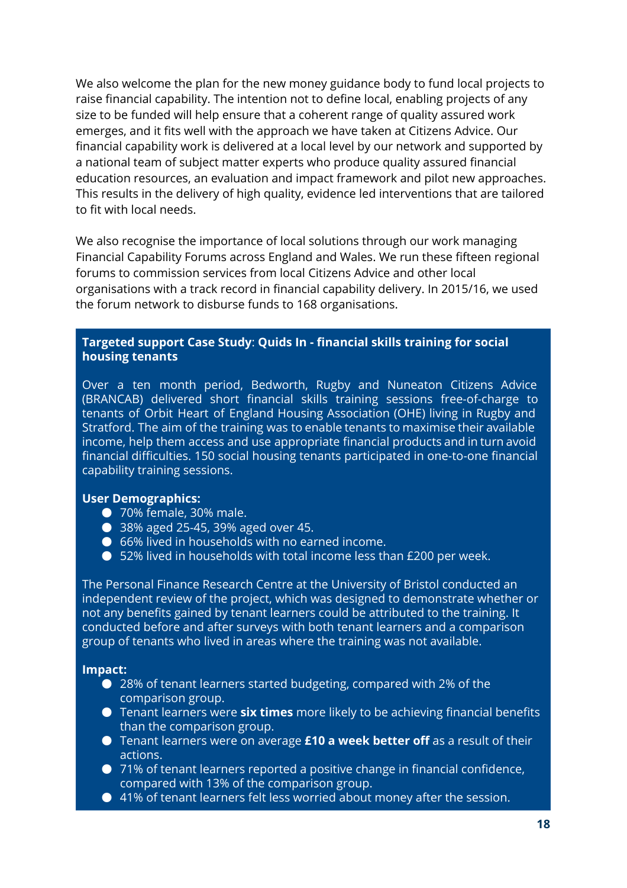We also welcome the plan for the new money guidance body to fund local projects to raise financial capability. The intention not to define local, enabling projects of any size to be funded will help ensure that a coherent range of quality assured work emerges, and it fits well with the approach we have taken at Citizens Advice. Our financial capability work is delivered at a local level by our network and supported by a national team of subject matter experts who produce quality assured financial education resources, an evaluation and impact framework and pilot new approaches. This results in the delivery of high quality, evidence led interventions that are tailored to fit with local needs.

We also recognise the importance of local solutions through our work managing Financial Capability Forums across England and Wales. We run these fifteen regional forums to commission services from local Citizens Advice and other local organisations with a track record in financial capability delivery. In 2015/16, we used the forum network to disburse funds to 168 organisations.

**Targeted support Case Study**: **Quids In - financial skills training for social housing tenants**

Over a ten month period, Bedworth, Rugby and Nuneaton Citizens Advice (BRANCAB) delivered short financial skills training sessions free-of-charge to tenants of Orbit Heart of England Housing Association (OHE) living in Rugby and Stratford. The aim of the training was to enable tenants to maximise their available income, help them access and use appropriate financial products and in turn avoid financial difficulties. 150 social housing tenants participated in one-to-one financial capability training sessions.

**User Demographics:**

- 70% female, 30% male.
- 38% aged 25-45, 39% aged over 45.
- 66% lived in households with no earned income.
- 52% lived in households with total income less than £200 per week.

The Personal Finance Research Centre at the University of Bristol conducted an independent review of the project, which was designed to demonstrate whether or not any benefits gained by tenant learners could be attributed to the training. It conducted before and after surveys with both tenant learners and a comparison group of tenants who lived in areas where the training was not available.

**Impact:**

- 28% of tenant learners started budgeting, compared with 2% of the comparison group.
- Tenant learners were **six times** more likely to be achieving financial benefits than the comparison group.
- Tenant learners were on average **£10 a week better off** as a result of their actions.
- 71% of tenant learners reported a positive change in financial confidence, compared with 13% of the comparison group.
- 41% of tenant learners felt less worried about money after the session.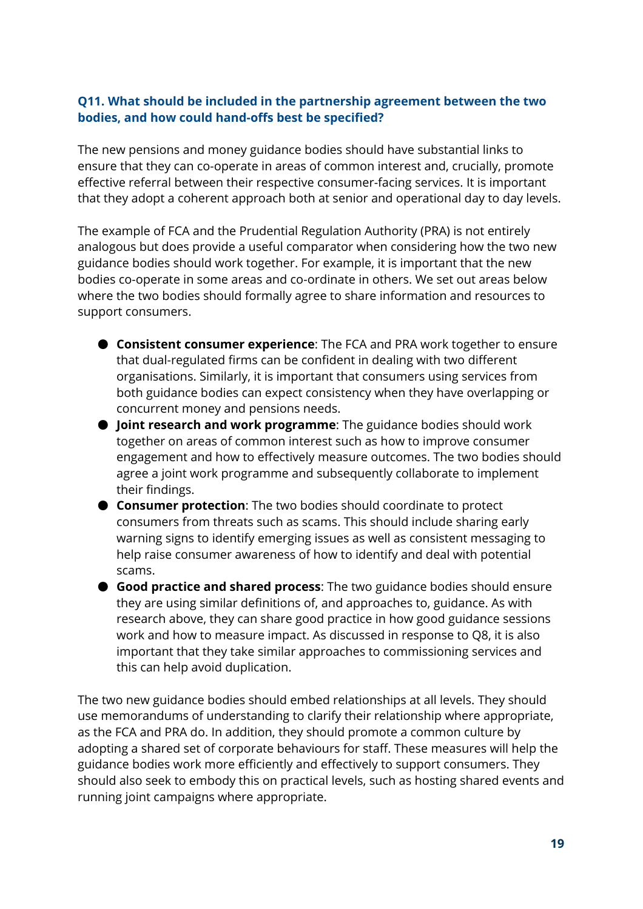### Q11. What should be included in the partnership agreement between the two bodies, and how could hand-offs best be specified?

The new pensions and money guidance bodies should have substantial links to ensure that they can co-operate in areas of common interest and, crucially, promote effective referral between their respective consumer-facing services. It is important that they adopt a coherent approach both at senior and operational day to day levels.

The example of FCA and the Prudential Regulation Authority (PRA) is not entirely analogous but does provide a useful comparator when considering how the two new guidance bodies should work together. For example, it is important that the new bodies co-operate in some areas and co-ordinate in others. We set out areas below where the two bodies should formally agree to share information and resources to support consumers.

- **Consistent consumer experience**: The FCA and PRA work together to ensure that dual-regulated firms can be confident in dealing with two different organisations. Similarly, it is important that consumers using services from both guidance bodies can expect consistency when they have overlapping or concurrent money and pensions needs.
- **Joint research and work programme**: The guidance bodies should work together on areas of common interest such as how to improve consumer engagement and how to effectively measure outcomes. The two bodies should agree a joint work programme and subsequently collaborate to implement their findings.
- **Consumer protection**: The two bodies should coordinate to protect consumers from threats such as scams. This should include sharing early warning signs to identify emerging issues as well as consistent messaging to help raise consumer awareness of how to identify and deal with potential scams.
- **Good practice and shared process**: The two guidance bodies should ensure they are using similar definitions of, and approaches to, guidance. As with research above, they can share good practice in how good guidance sessions work and how to measure impact. As discussed in response to Q8, it is also important that they take similar approaches to commissioning services and this can help avoid duplication.

The two new guidance bodies should embed relationships at all levels. They should use memorandums of understanding to clarify their relationship where appropriate, as the FCA and PRA do. In addition, they should promote a common culture by adopting a shared set of corporate behaviours for staff. These measures will help the guidance bodies work more efficiently and effectively to support consumers. They should also seek to embody this on practical levels, such as hosting shared events and running joint campaigns where appropriate.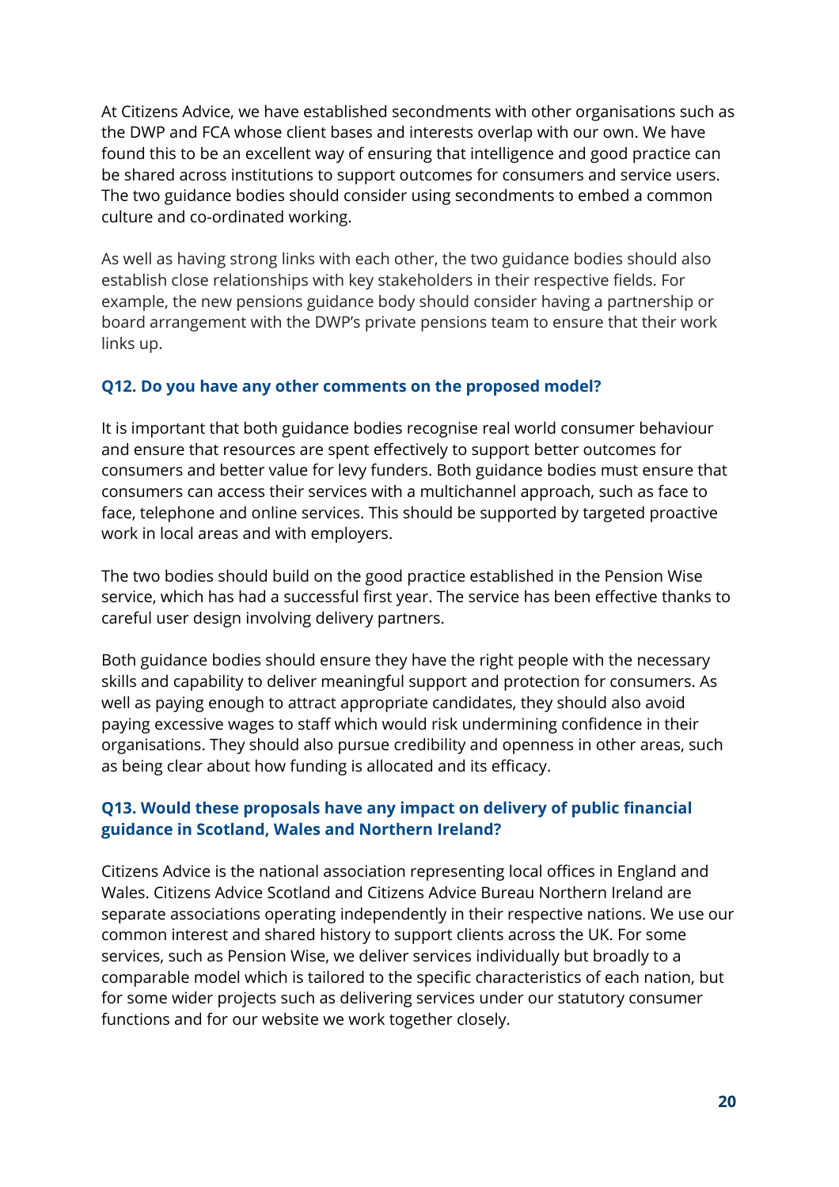At Citizens Advice, we have established secondments with other organisations such as the DWP and FCA whose client bases and interests overlap with our own. We have found this to be an excellent way of ensuring that intelligence and good practice can be shared across institutions to support outcomes for consumers and service users. The two guidance bodies should consider using secondments to embed a common culture and co-ordinated working.

As well as having strong links with each other, the two guidance bodies should also establish close relationships with key stakeholders in their respective fields. For example, the new pensions guidance body should consider having a partnership or board arrangement with the DWP's private pensions team to ensure that their work links up.

### Q12. Do you have any other comments on the proposed model?

It is important that both guidance bodies recognise real world consumer behaviour and ensure that resources are spent effectively to support better outcomes for consumers and better value for levy funders. Both guidance bodies must ensure that consumers can access their services with a multichannel approach, such as face to face, telephone and online services. This should be supported by targeted proactive work in local areas and with employers.

The two bodies should build on the good practice established in the Pension Wise service, which has had a successful first year. The service has been effective thanks to careful user design involving delivery partners.

Both guidance bodies should ensure they have the right people with the necessary skills and capability to deliver meaningful support and protection for consumers. As well as paying enough to attract appropriate candidates, they should also avoid paying excessive wages to staff which would risk undermining confidence in their organisations. They should also pursue credibility and openness in other areas, such as being clear about how funding is allocated and its efficacy.

### Q13. Would these proposals have any impact on delivery of public financial guidance in Scotland, Wales and Northern Ireland?

Citizens Advice is the national association representing local offices in England and Wales. Citizens Advice Scotland and Citizens Advice Bureau Northern Ireland are separate associations operating independently in their respective nations. We use our common interest and shared history to support clients across the UK. For some services, such as Pension Wise, we deliver services individually but broadly to a comparable model which is tailored to the specific characteristics of each nation, but for some wider projects such as delivering services under our statutory consumer functions and for our website we work together closely.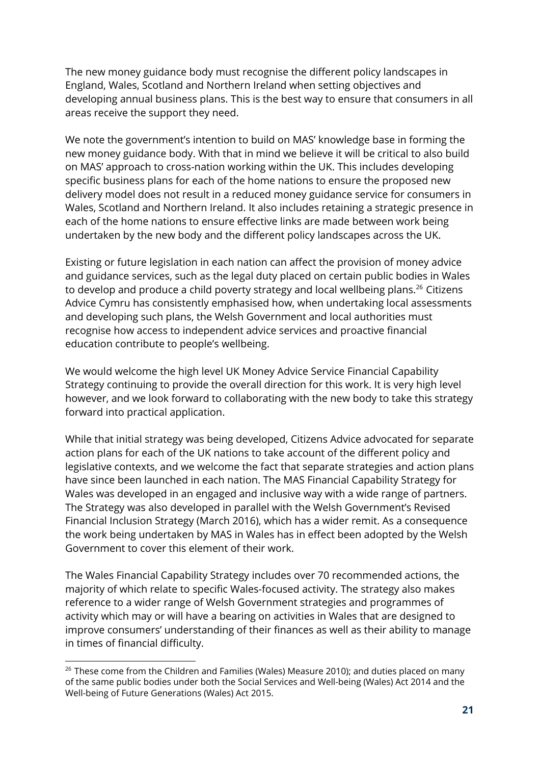The new money guidance body must recognise the different policy landscapes in England, Wales, Scotland and Northern Ireland when setting objectives and developing annual business plans. This is the best way to ensure that consumers in all areas receive the support they need.

We note the government's intention to build on MAS' knowledge base in forming the new money guidance body. With that in mind we believe it will be critical to also build on MAS' approach to cross-nation working within the UK. This includes developing specific business plans for each of the home nations to ensure the proposed new delivery model does not result in a reduced money guidance service for consumers in Wales, Scotland and Northern Ireland. It also includes retaining a strategic presence in each of the home nations to ensure effective links are made between work being undertaken by the new body and the different policy landscapes across the UK.

Existing or future legislation in each nation can affect the provision of money advice and guidance services, such as the legal duty placed on certain public bodies in Wales to develop and produce a child poverty strategy and local wellbeing plans.[26] Citizens Advice Cymru has consistently emphasised how, when undertaking local assessments and developing such plans, the Welsh Government and local authorities must recognise how access to independent advice services and proactive financial education contribute to people's wellbeing.

We would welcome the high level UK Money Advice Service Financial Capability Strategy continuing to provide the overall direction for this work. It is very high level however, and we look forward to collaborating with the new body to take this strategy forward into practical application.

While that initial strategy was being developed, Citizens Advice advocated for separate action plans for each of the UK nations to take account of the different policy and legislative contexts, and we welcome the fact that separate strategies and action plans have since been launched in each nation. The MAS Financial Capability Strategy for Wales was developed in an engaged and inclusive way with a wide range of partners. The Strategy was also developed in parallel with the Welsh Government's Revised Financial Inclusion Strategy (March 2016), which has a wider remit. As a consequence the work being undertaken by MAS in Wales has in effect been adopted by the Welsh Government to cover this element of their work.

The Wales Financial Capability Strategy includes over 70 recommended actions, the majority of which relate to specific Wales-focused activity. The strategy also makes reference to a wider range of Welsh Government strategies and programmes of activity which may or will have a bearing on activities in Wales that are designed to improve consumers' understanding of their finances as well as their ability to manage in times of financial difficulty.

[26] These come from the Children and Families (Wales) Measure 2010); and duties placed on many of the same public bodies under both the Social Services and Well-being (Wales) Act 2014 and the Well-being of Future Generations (Wales) Act 2015.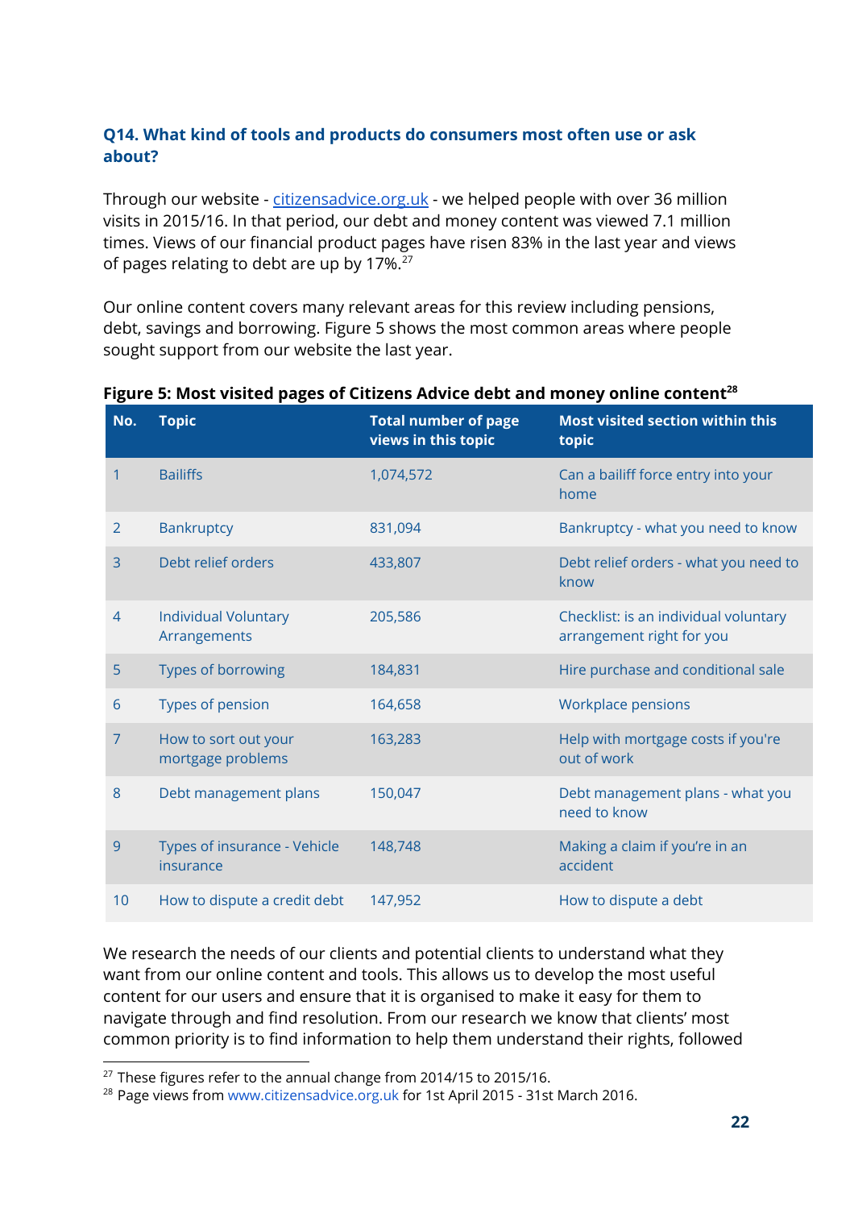### Q14. What kind of tools and products do consumers most often use or ask about?

Through our website - citizensadvice.org.uk - we helped people with over 36 million visits in 2015/16. In that period, our debt and money content was viewed 7.1 million times. Views of our financial product pages have risen 83% in the last year and views of pages relating to debt are up by 17%.[27]

Our online content covers many relevant areas for this review including pensions, debt, savings and borrowing. Figure 5 shows the most common areas where people sought support from our website the last year.

**Figure 5: Most visited pages of Citizens Advice debt and money online content[28]**

| No. | Topic | Total number of page views in this topic | Most visited section within this topic |
|---|---|---|---|
| 1 | Bailiffs | 1,074,572 | Can a bailiff force entry into your home |
| 2 | Bankruptcy | 831,094 | Bankruptcy - what you need to know |
| 3 | Debt relief orders | 433,807 | Debt relief orders - what you need to know |
| 4 | Individual Voluntary Arrangements | 205,586 | Checklist: is an individual voluntary arrangement right for you |
| 5 | Types of borrowing | 184,831 | Hire purchase and conditional sale |
| 6 | Types of pension | 164,658 | Workplace pensions |
| 7 | How to sort out your mortgage problems | 163,283 | Help with mortgage costs if you're out of work |
| 8 | Debt management plans | 150,047 | Debt management plans - what you need to know |
| 9 | Types of insurance - Vehicle insurance | 148,748 | Making a claim if you're in an accident |
| 10 | How to dispute a credit debt | 147,952 | How to dispute a debt |

We research the needs of our clients and potential clients to understand what they want from our online content and tools. This allows us to develop the most useful content for our users and ensure that it is organised to make it easy for them to navigate through and find resolution. From our research we know that clients' most common priority is to find information to help them understand their rights, followed

[27] These figures refer to the annual change from 2014/15 to 2015/16.

[28] Page views from www.citizensadvice.org.uk for 1st April 2015 - 31st March 2016.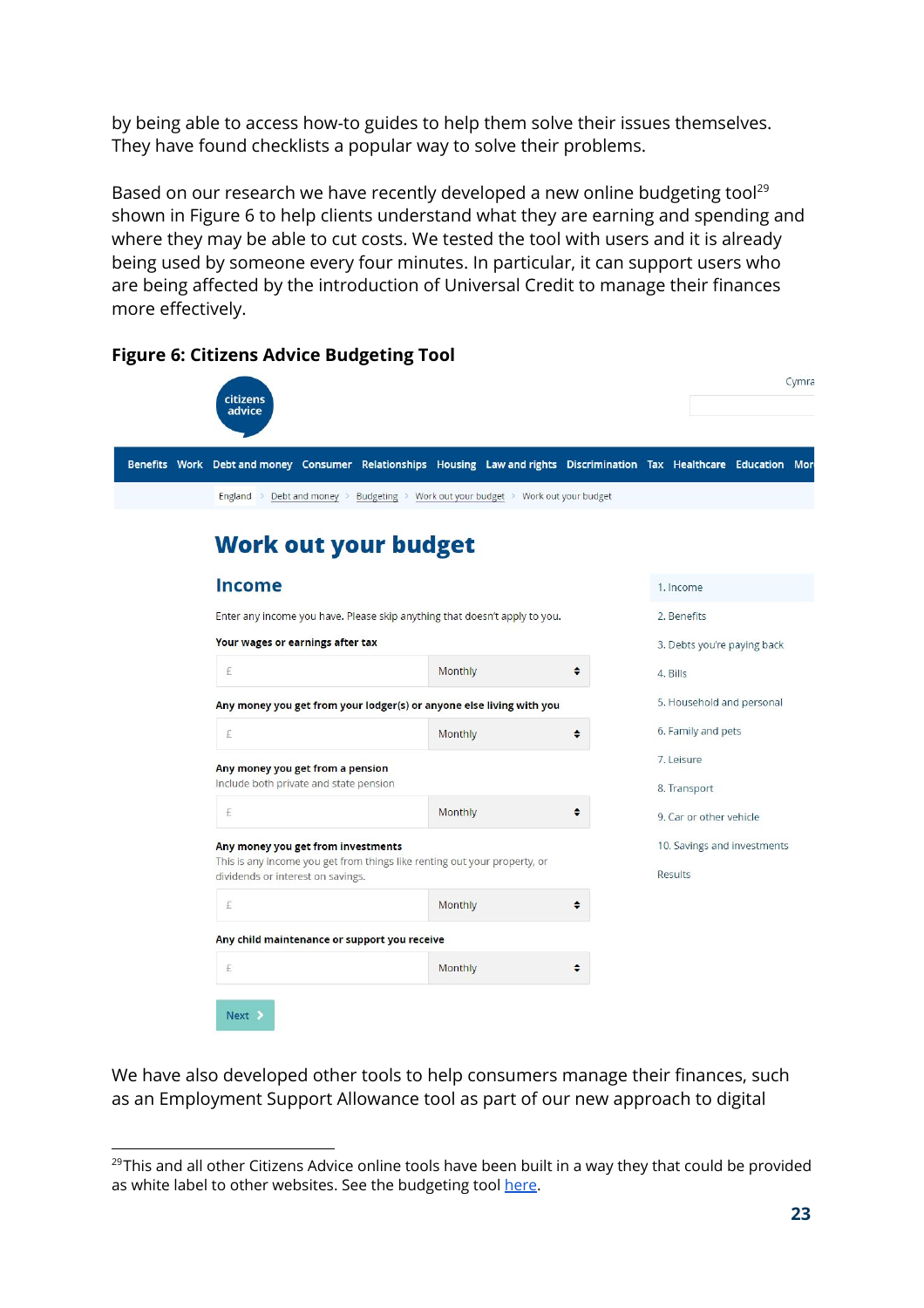by being able to access how-to guides to help them solve their issues themselves. They have found checklists a popular way to solve their problems.

Based on our research we have recently developed a new online budgeting tool[29] shown in Figure 6 to help clients understand what they are earning and spending and where they may be able to cut costs. We tested the tool with users and it is already being used by someone every four minutes. In particular, it can support users who are being affected by the introduction of Universal Credit to manage their finances more effectively.

**Figure 6: Citizens Advice Budgeting Tool**

citizens advice

Cymraeg

Benefits Work Debt and money Consumer Relationships Housing Law and rights Discrimination Tax Healthcare Education More

England > Debt and money > Budgeting > Work out your budget > Work out your budget

## Work out your budget

### Income

Enter any income you have. Please skip anything that doesn't apply to you.

**Your wages or earnings after tax**

£ | Monthly

**Any money you get from your lodger(s) or anyone else living with you**

£ | Monthly

**Any money you get from a pension**

Include both private and state pension

£ | Monthly

**Any money you get from investments**

This is any income you get from things like renting out your property, or dividends or interest on savings.

£ | Monthly

**Any child maintenance or support you receive**

£ | Monthly

Next >

1. Income
2. Benefits
3. Debts you're paying back
4. Bills
5. Household and personal
6. Family and pets
7. Leisure
8. Transport
9. Car or other vehicle
10. Savings and investments

Results

We have also developed other tools to help consumers manage their finances, such as an Employment Support Allowance tool as part of our new approach to digital

[29] This and all other Citizens Advice online tools have been built in a way they that could be provided as white label to other websites. See the budgeting tool here.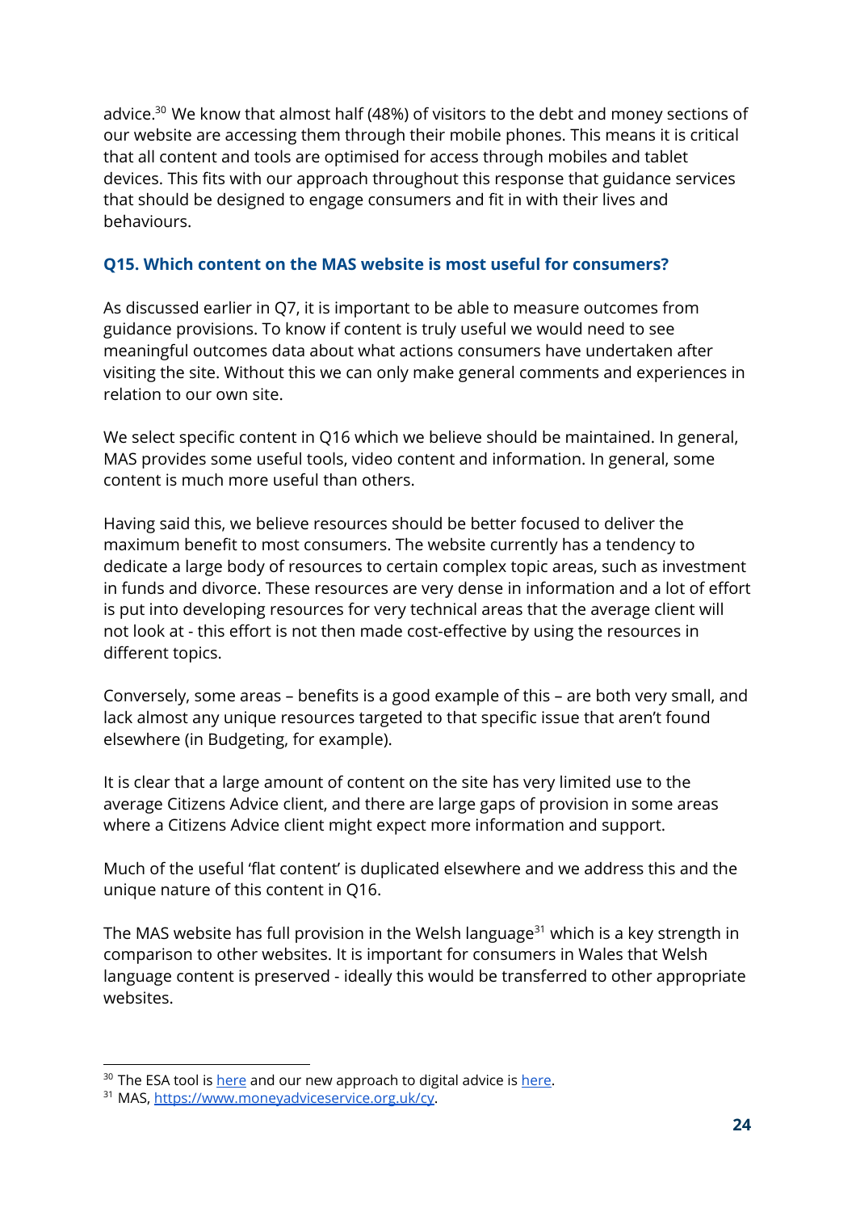advice.[30] We know that almost half (48%) of visitors to the debt and money sections of our website are accessing them through their mobile phones. This means it is critical that all content and tools are optimised for access through mobiles and tablet devices. This fits with our approach throughout this response that guidance services that should be designed to engage consumers and fit in with their lives and behaviours.

### Q15. Which content on the MAS website is most useful for consumers?

As discussed earlier in Q7, it is important to be able to measure outcomes from guidance provisions. To know if content is truly useful we would need to see meaningful outcomes data about what actions consumers have undertaken after visiting the site. Without this we can only make general comments and experiences in relation to our own site.

We select specific content in Q16 which we believe should be maintained. In general, MAS provides some useful tools, video content and information. In general, some content is much more useful than others.

Having said this, we believe resources should be better focused to deliver the maximum benefit to most consumers. The website currently has a tendency to dedicate a large body of resources to certain complex topic areas, such as investment in funds and divorce. These resources are very dense in information and a lot of effort is put into developing resources for very technical areas that the average client will not look at - this effort is not then made cost-effective by using the resources in different topics.

Conversely, some areas – benefits is a good example of this – are both very small, and lack almost any unique resources targeted to that specific issue that aren't found elsewhere (in Budgeting, for example).

It is clear that a large amount of content on the site has very limited use to the average Citizens Advice client, and there are large gaps of provision in some areas where a Citizens Advice client might expect more information and support.

Much of the useful 'flat content' is duplicated elsewhere and we address this and the unique nature of this content in Q16.

The MAS website has full provision in the Welsh language[31] which is a key strength in comparison to other websites. It is important for consumers in Wales that Welsh language content is preserved - ideally this would be transferred to other appropriate websites.

---

[30] The ESA tool is here and our new approach to digital advice is here.

[31] MAS, https://www.moneyadviceservice.org.uk/cy.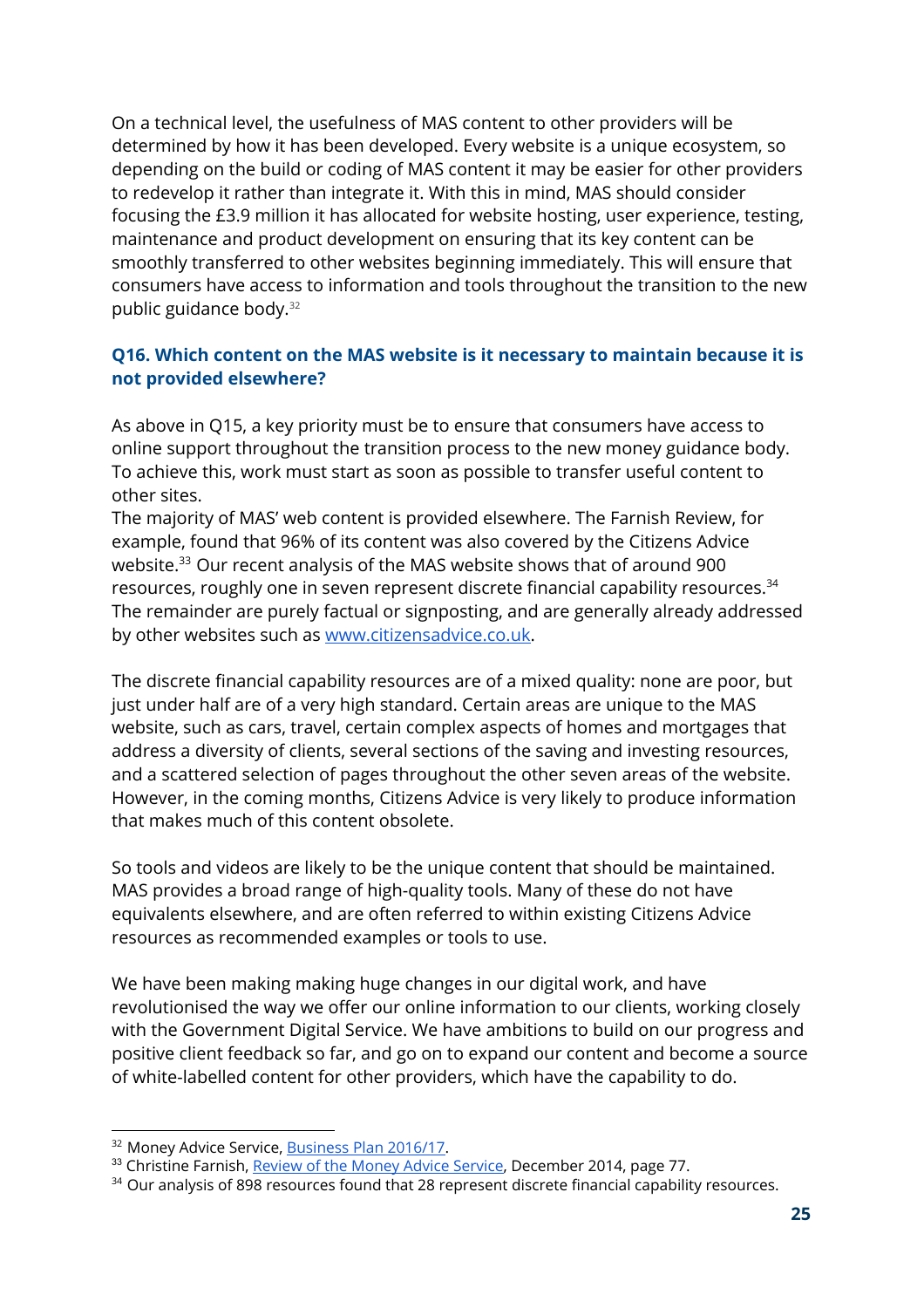On a technical level, the usefulness of MAS content to other providers will be determined by how it has been developed. Every website is a unique ecosystem, so depending on the build or coding of MAS content it may be easier for other providers to redevelop it rather than integrate it. With this in mind, MAS should consider focusing the £3.9 million it has allocated for website hosting, user experience, testing, maintenance and product development on ensuring that its key content can be smoothly transferred to other websites beginning immediately. This will ensure that consumers have access to information and tools throughout the transition to the new public guidance body.[32]

### Q16. Which content on the MAS website is it necessary to maintain because it is not provided elsewhere?

As above in Q15, a key priority must be to ensure that consumers have access to online support throughout the transition process to the new money guidance body. To achieve this, work must start as soon as possible to transfer useful content to other sites.
The majority of MAS' web content is provided elsewhere. The Farnish Review, for example, found that 96% of its content was also covered by the Citizens Advice website.[33] Our recent analysis of the MAS website shows that of around 900 resources, roughly one in seven represent discrete financial capability resources.[34] The remainder are purely factual or signposting, and are generally already addressed by other websites such as www.citizensadvice.co.uk.

The discrete financial capability resources are of a mixed quality: none are poor, but just under half are of a very high standard. Certain areas are unique to the MAS website, such as cars, travel, certain complex aspects of homes and mortgages that address a diversity of clients, several sections of the saving and investing resources, and a scattered selection of pages throughout the other seven areas of the website. However, in the coming months, Citizens Advice is very likely to produce information that makes much of this content obsolete.

So tools and videos are likely to be the unique content that should be maintained. MAS provides a broad range of high-quality tools. Many of these do not have equivalents elsewhere, and are often referred to within existing Citizens Advice resources as recommended examples or tools to use.

We have been making making huge changes in our digital work, and have revolutionised the way we offer our online information to our clients, working closely with the Government Digital Service. We have ambitions to build on our progress and positive client feedback so far, and go on to expand our content and become a source of white-labelled content for other providers, which have the capability to do.

---

[32] Money Advice Service, Business Plan 2016/17.
[33] Christine Farnish, Review of the Money Advice Service, December 2014, page 77.
[34] Our analysis of 898 resources found that 28 represent discrete financial capability resources.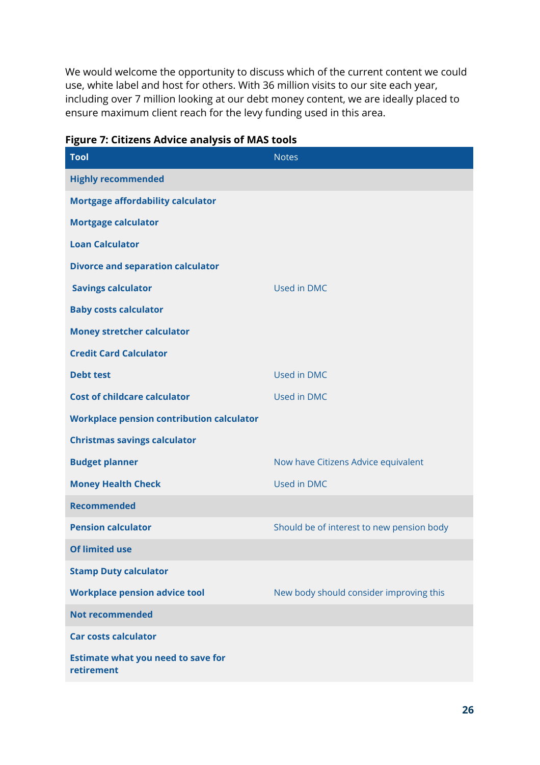We would welcome the opportunity to discuss which of the current content we could use, white label and host for others. With 36 million visits to our site each year, including over 7 million looking at our debt money content, we are ideally placed to ensure maximum client reach for the levy funding used in this area.

**Figure 7: Citizens Advice analysis of MAS tools**

| Tool | Notes |
|---|---|
| **Highly recommended** | |
| **Mortgage affordability calculator** | |
| **Mortgage calculator** | |
| **Loan Calculator** | |
| **Divorce and separation calculator** | |
| **Savings calculator** | Used in DMC |
| **Baby costs calculator** | |
| **Money stretcher calculator** | |
| **Credit Card Calculator** | |
| **Debt test** | Used in DMC |
| **Cost of childcare calculator** | Used in DMC |
| **Workplace pension contribution calculator** | |
| **Christmas savings calculator** | |
| **Budget planner** | Now have Citizens Advice equivalent |
| **Money Health Check** | Used in DMC |
| **Recommended** | |
| **Pension calculator** | Should be of interest to new pension body |
| **Of limited use** | |
| **Stamp Duty calculator** | |
| **Workplace pension advice tool** | New body should consider improving this |
| **Not recommended** | |
| **Car costs calculator** | |
| **Estimate what you need to save for retirement** | |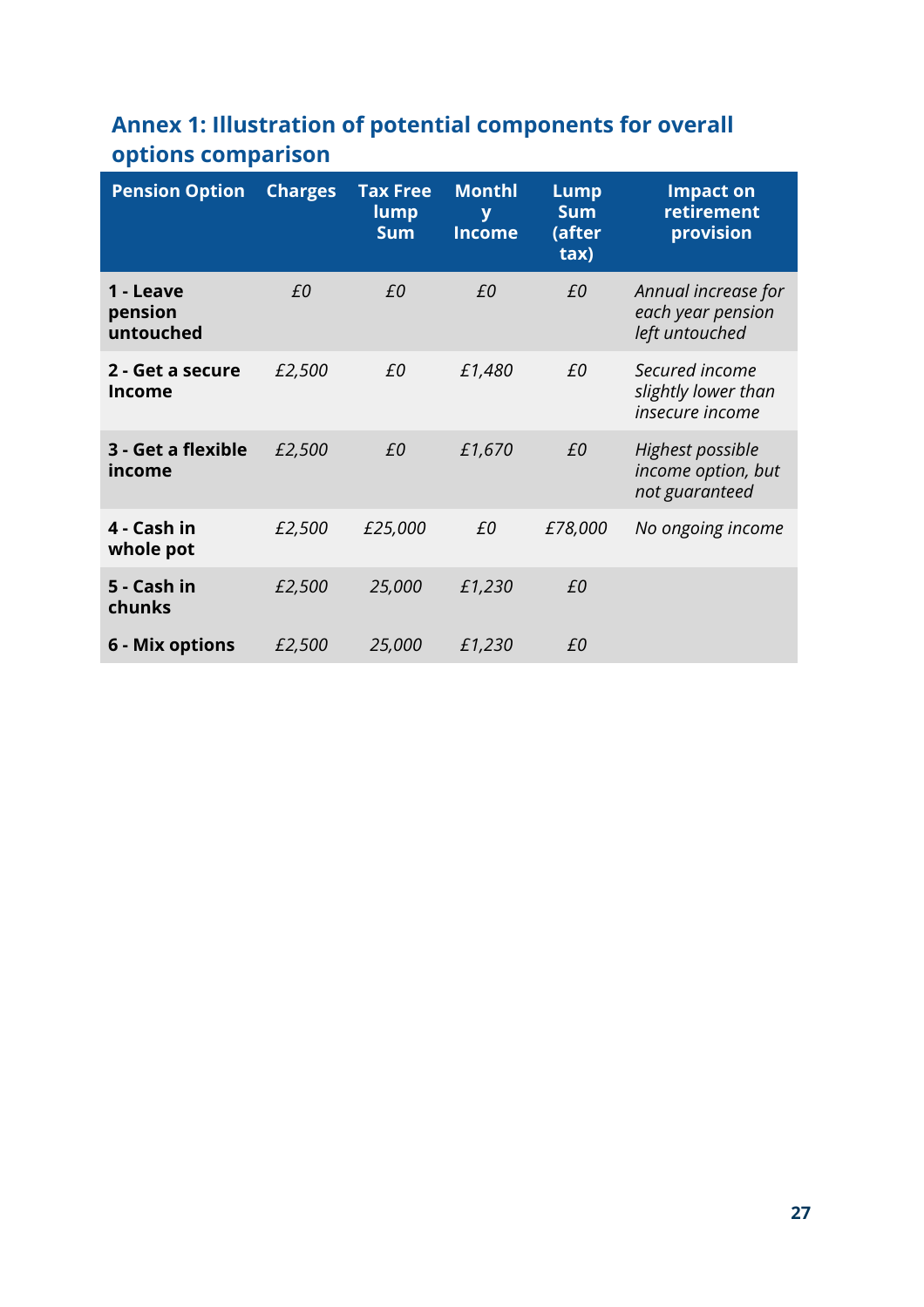## Annex 1: Illustration of potential components for overall options comparison

| Pension Option | Charges | Tax Free lump Sum | Monthly Income | Lump Sum (after tax) | Impact on retirement provision |
|---|---|---|---|---|---|
| **1 - Leave pension untouched** | *£0* | *£0* | *£0* | *£0* | *Annual increase for each year pension left untouched* |
| **2 - Get a secure Income** | *£2,500* | *£0* | *£1,480* | *£0* | *Secured income slightly lower than insecure income* |
| **3 - Get a flexible income** | *£2,500* | *£0* | *£1,670* | *£0* | *Highest possible income option, but not guaranteed* |
| **4 - Cash in whole pot** | *£2,500* | *£25,000* | *£0* | *£78,000* | *No ongoing income* |
| **5 - Cash in chunks** | *£2,500* | *25,000* | *£1,230* | *£0* | |
| **6 - Mix options** | *£2,500* | *25,000* | *£1,230* | *£0* | |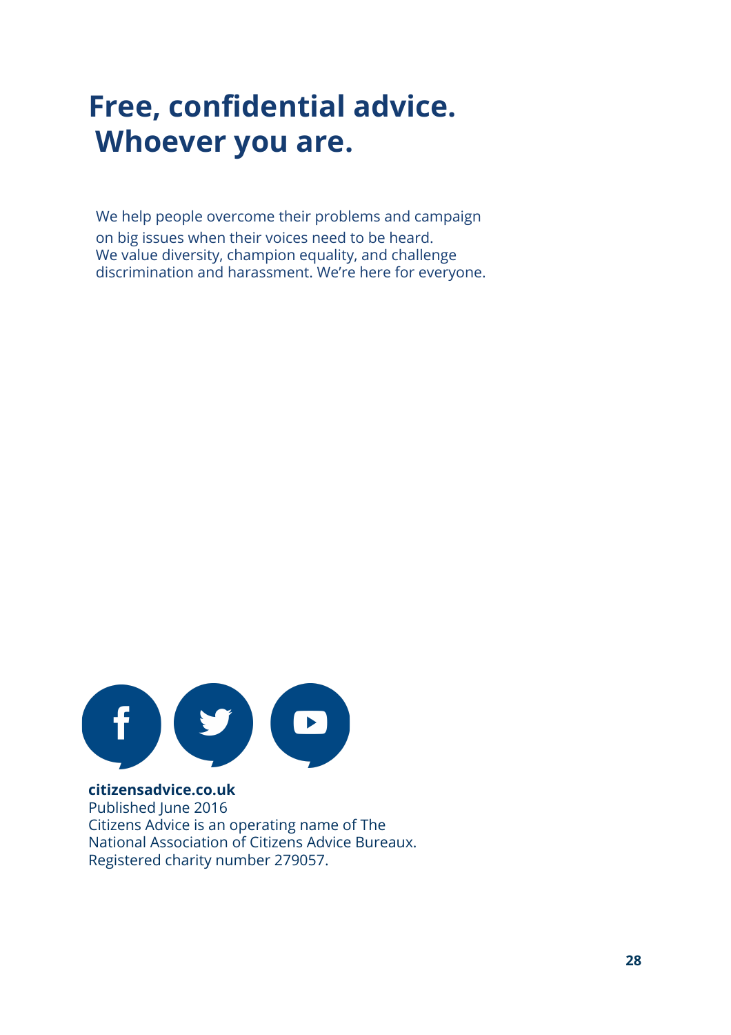# Free, confidential advice. Whoever you are.

We help people overcome their problems and campaign on big issues when their voices need to be heard. We value diversity, champion equality, and challenge discrimination and harassment. We're here for everyone.

**citizensadvice.co.uk**
Published June 2016
Citizens Advice is an operating name of The National Association of Citizens Advice Bureaux.
Registered charity number 279057.